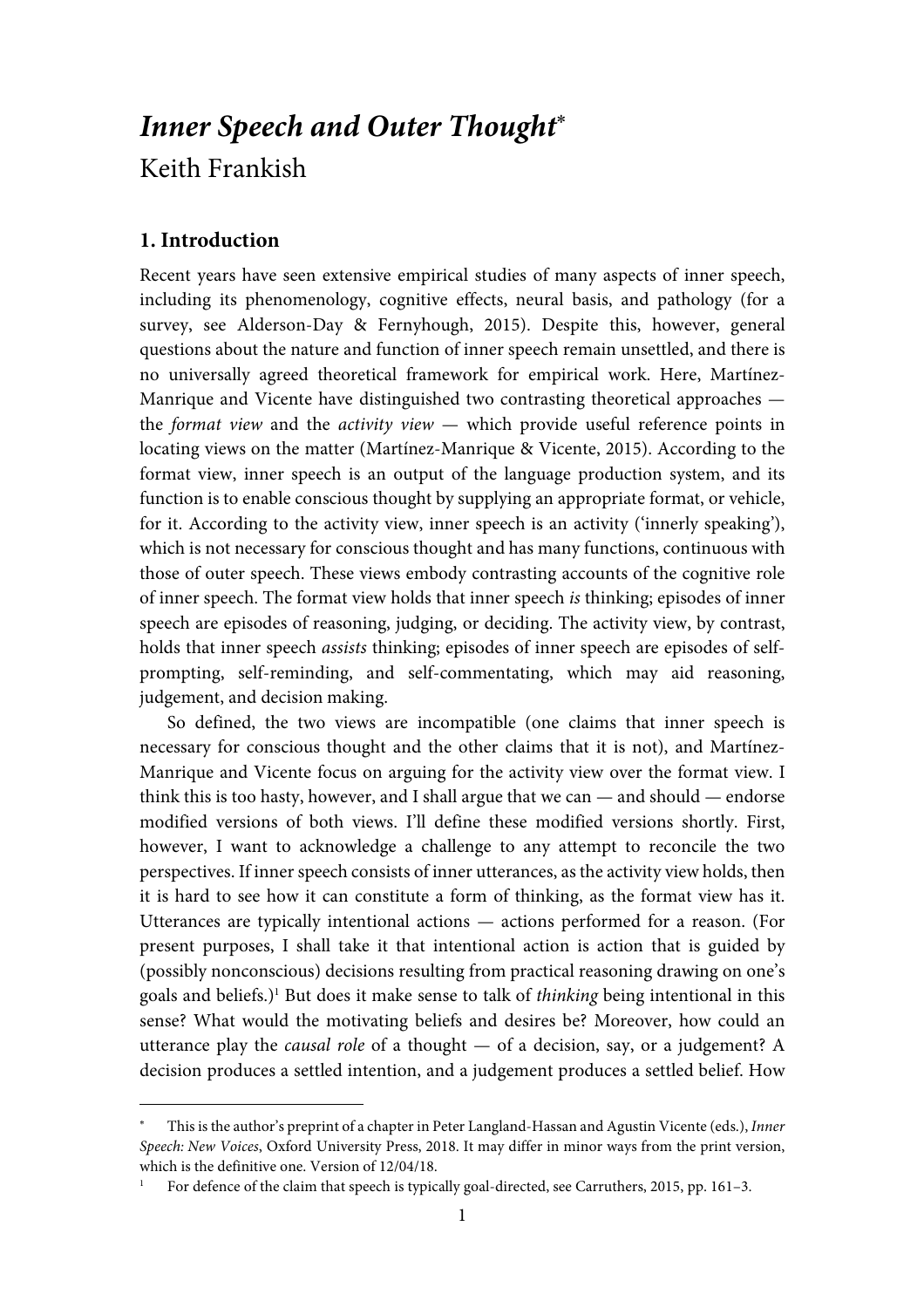# *Inner Speech and Outer Thought*[*]

Keith Frankish

## 1. Introduction

Recent years have seen extensive empirical studies of many aspects of inner speech, including its phenomenology, cognitive effects, neural basis, and pathology (for a survey, see Alderson-Day & Fernyhough, 2015). Despite this, however, general questions about the nature and function of inner speech remain unsettled, and there is no universally agreed theoretical framework for empirical work. Here, Martínez-Manrique and Vicente have distinguished two contrasting theoretical approaches — the *format view* and the *activity view* — which provide useful reference points in locating views on the matter (Martínez-Manrique & Vicente, 2015). According to the format view, inner speech is an output of the language production system, and its function is to enable conscious thought by supplying an appropriate format, or vehicle, for it. According to the activity view, inner speech is an activity ('innerly speaking'), which is not necessary for conscious thought and has many functions, continuous with those of outer speech. These views embody contrasting accounts of the cognitive role of inner speech. The format view holds that inner speech *is* thinking; episodes of inner speech are episodes of reasoning, judging, or deciding. The activity view, by contrast, holds that inner speech *assists* thinking; episodes of inner speech are episodes of self-prompting, self-reminding, and self-commentating, which may aid reasoning, judgement, and decision making.

So defined, the two views are incompatible (one claims that inner speech is necessary for conscious thought and the other claims that it is not), and Martínez-Manrique and Vicente focus on arguing for the activity view over the format view. I think this is too hasty, however, and I shall argue that we can — and should — endorse modified versions of both views. I'll define these modified versions shortly. First, however, I want to acknowledge a challenge to any attempt to reconcile the two perspectives. If inner speech consists of inner utterances, as the activity view holds, then it is hard to see how it can constitute a form of thinking, as the format view has it. Utterances are typically intentional actions — actions performed for a reason. (For present purposes, I shall take it that intentional action is action that is guided by (possibly nonconscious) decisions resulting from practical reasoning drawing on one's goals and beliefs.)[1] But does it make sense to talk of *thinking* being intentional in this sense? What would the motivating beliefs and desires be? Moreover, how could an utterance play the *causal role* of a thought — of a decision, say, or a judgement? A decision produces a settled intention, and a judgement produces a settled belief. How

---

[*] This is the author's preprint of a chapter in Peter Langland-Hassan and Agustin Vicente (eds.), *Inner Speech: New Voices*, Oxford University Press, 2018. It may differ in minor ways from the print version, which is the definitive one. Version of 12/04/18.

[1] For defence of the claim that speech is typically goal-directed, see Carruthers, 2015, pp. 161–3.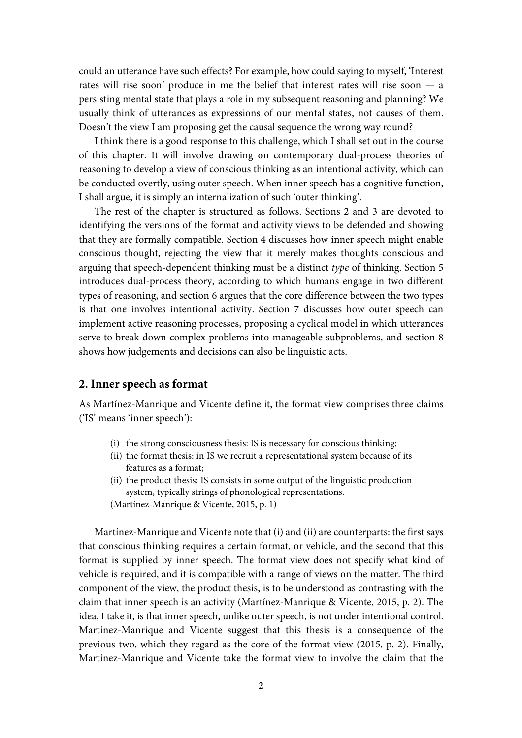could an utterance have such effects? For example, how could saying to myself, 'Interest rates will rise soon' produce in me the belief that interest rates will rise soon — a persisting mental state that plays a role in my subsequent reasoning and planning? We usually think of utterances as expressions of our mental states, not causes of them. Doesn't the view I am proposing get the causal sequence the wrong way round?

I think there is a good response to this challenge, which I shall set out in the course of this chapter. It will involve drawing on contemporary dual-process theories of reasoning to develop a view of conscious thinking as an intentional activity, which can be conducted overtly, using outer speech. When inner speech has a cognitive function, I shall argue, it is simply an internalization of such 'outer thinking'.

The rest of the chapter is structured as follows. Sections 2 and 3 are devoted to identifying the versions of the format and activity views to be defended and showing that they are formally compatible. Section 4 discusses how inner speech might enable conscious thought, rejecting the view that it merely makes thoughts conscious and arguing that speech-dependent thinking must be a distinct *type* of thinking. Section 5 introduces dual-process theory, according to which humans engage in two different types of reasoning, and section 6 argues that the core difference between the two types is that one involves intentional activity. Section 7 discusses how outer speech can implement active reasoning processes, proposing a cyclical model in which utterances serve to break down complex problems into manageable subproblems, and section 8 shows how judgements and decisions can also be linguistic acts.

## 2. Inner speech as format

As Martínez-Manrique and Vicente define it, the format view comprises three claims ('IS' means 'inner speech'):

> (i) the strong consciousness thesis: IS is necessary for conscious thinking;
> (ii) the format thesis: in IS we recruit a representational system because of its features as a format;
> (ii) the product thesis: IS consists in some output of the linguistic production system, typically strings of phonological representations.
> (Martínez-Manrique & Vicente, 2015, p. 1)

Martínez-Manrique and Vicente note that (i) and (ii) are counterparts: the first says that conscious thinking requires a certain format, or vehicle, and the second that this format is supplied by inner speech. The format view does not specify what kind of vehicle is required, and it is compatible with a range of views on the matter. The third component of the view, the product thesis, is to be understood as contrasting with the claim that inner speech is an activity (Martínez-Manrique & Vicente, 2015, p. 2). The idea, I take it, is that inner speech, unlike outer speech, is not under intentional control. Martínez-Manrique and Vicente suggest that this thesis is a consequence of the previous two, which they regard as the core of the format view (2015, p. 2). Finally, Martínez-Manrique and Vicente take the format view to involve the claim that the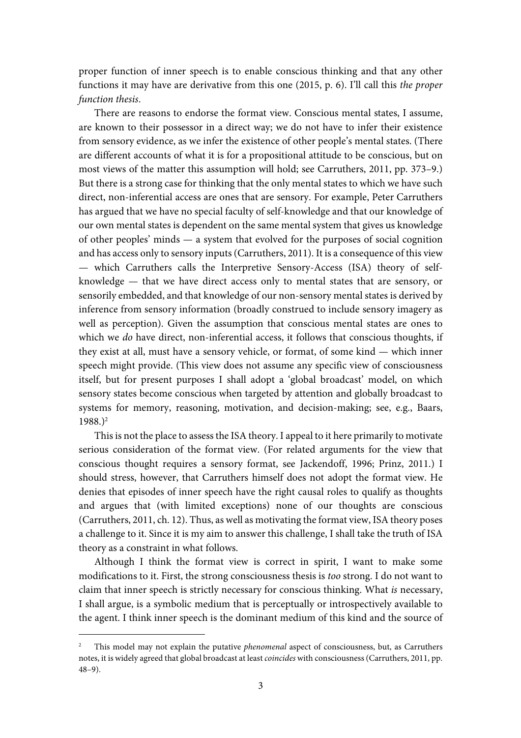proper function of inner speech is to enable conscious thinking and that any other functions it may have are derivative from this one (2015, p. 6). I'll call this *the proper function thesis*.

There are reasons to endorse the format view. Conscious mental states, I assume, are known to their possessor in a direct way; we do not have to infer their existence from sensory evidence, as we infer the existence of other people's mental states. (There are different accounts of what it is for a propositional attitude to be conscious, but on most views of the matter this assumption will hold; see Carruthers, 2011, pp. 373–9.) But there is a strong case for thinking that the only mental states to which we have such direct, non-inferential access are ones that are sensory. For example, Peter Carruthers has argued that we have no special faculty of self-knowledge and that our knowledge of our own mental states is dependent on the same mental system that gives us knowledge of other peoples' minds — a system that evolved for the purposes of social cognition and has access only to sensory inputs (Carruthers, 2011). It is a consequence of this view — which Carruthers calls the Interpretive Sensory-Access (ISA) theory of self-knowledge — that we have direct access only to mental states that are sensory, or sensorily embedded, and that knowledge of our non-sensory mental states is derived by inference from sensory information (broadly construed to include sensory imagery as well as perception). Given the assumption that conscious mental states are ones to which we *do* have direct, non-inferential access, it follows that conscious thoughts, if they exist at all, must have a sensory vehicle, or format, of some kind — which inner speech might provide. (This view does not assume any specific view of consciousness itself, but for present purposes I shall adopt a 'global broadcast' model, on which sensory states become conscious when targeted by attention and globally broadcast to systems for memory, reasoning, motivation, and decision-making; see, e.g., Baars, 1988.)[2]

This is not the place to assess the ISA theory. I appeal to it here primarily to motivate serious consideration of the format view. (For related arguments for the view that conscious thought requires a sensory format, see Jackendoff, 1996; Prinz, 2011.) I should stress, however, that Carruthers himself does not adopt the format view. He denies that episodes of inner speech have the right causal roles to qualify as thoughts and argues that (with limited exceptions) none of our thoughts are conscious (Carruthers, 2011, ch. 12). Thus, as well as motivating the format view, ISA theory poses a challenge to it. Since it is my aim to answer this challenge, I shall take the truth of ISA theory as a constraint in what follows.

Although I think the format view is correct in spirit, I want to make some modifications to it. First, the strong consciousness thesis is *too* strong. I do not want to claim that inner speech is strictly necessary for conscious thinking. What *is* necessary, I shall argue, is a symbolic medium that is perceptually or introspectively available to the agent. I think inner speech is the dominant medium of this kind and the source of

[2] This model may not explain the putative *phenomenal* aspect of consciousness, but, as Carruthers notes, it is widely agreed that global broadcast at least *coincides* with consciousness (Carruthers, 2011, pp. 48–9).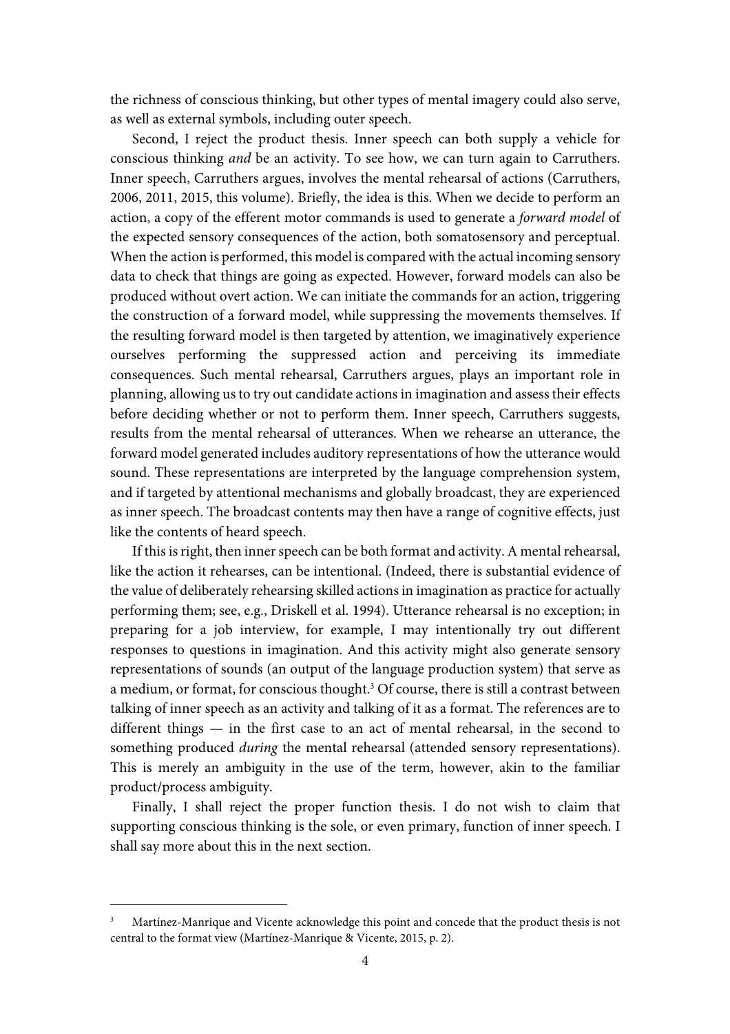the richness of conscious thinking, but other types of mental imagery could also serve, as well as external symbols, including outer speech.

Second, I reject the product thesis. Inner speech can both supply a vehicle for conscious thinking *and* be an activity. To see how, we can turn again to Carruthers. Inner speech, Carruthers argues, involves the mental rehearsal of actions (Carruthers, 2006, 2011, 2015, this volume). Briefly, the idea is this. When we decide to perform an action, a copy of the efferent motor commands is used to generate a *forward model* of the expected sensory consequences of the action, both somatosensory and perceptual. When the action is performed, this model is compared with the actual incoming sensory data to check that things are going as expected. However, forward models can also be produced without overt action. We can initiate the commands for an action, triggering the construction of a forward model, while suppressing the movements themselves. If the resulting forward model is then targeted by attention, we imaginatively experience ourselves performing the suppressed action and perceiving its immediate consequences. Such mental rehearsal, Carruthers argues, plays an important role in planning, allowing us to try out candidate actions in imagination and assess their effects before deciding whether or not to perform them. Inner speech, Carruthers suggests, results from the mental rehearsal of utterances. When we rehearse an utterance, the forward model generated includes auditory representations of how the utterance would sound. These representations are interpreted by the language comprehension system, and if targeted by attentional mechanisms and globally broadcast, they are experienced as inner speech. The broadcast contents may then have a range of cognitive effects, just like the contents of heard speech.

If this is right, then inner speech can be both format and activity. A mental rehearsal, like the action it rehearses, can be intentional. (Indeed, there is substantial evidence of the value of deliberately rehearsing skilled actions in imagination as practice for actually performing them; see, e.g., Driskell et al. 1994). Utterance rehearsal is no exception; in preparing for a job interview, for example, I may intentionally try out different responses to questions in imagination. And this activity might also generate sensory representations of sounds (an output of the language production system) that serve as a medium, or format, for conscious thought.[3] Of course, there is still a contrast between talking of inner speech as an activity and talking of it as a format. The references are to different things — in the first case to an act of mental rehearsal, in the second to something produced *during* the mental rehearsal (attended sensory representations). This is merely an ambiguity in the use of the term, however, akin to the familiar product/process ambiguity.

Finally, I shall reject the proper function thesis. I do not wish to claim that supporting conscious thinking is the sole, or even primary, function of inner speech. I shall say more about this in the next section.

---

[3] Martínez-Manrique and Vicente acknowledge this point and concede that the product thesis is not central to the format view (Martínez-Manrique & Vicente, 2015, p. 2).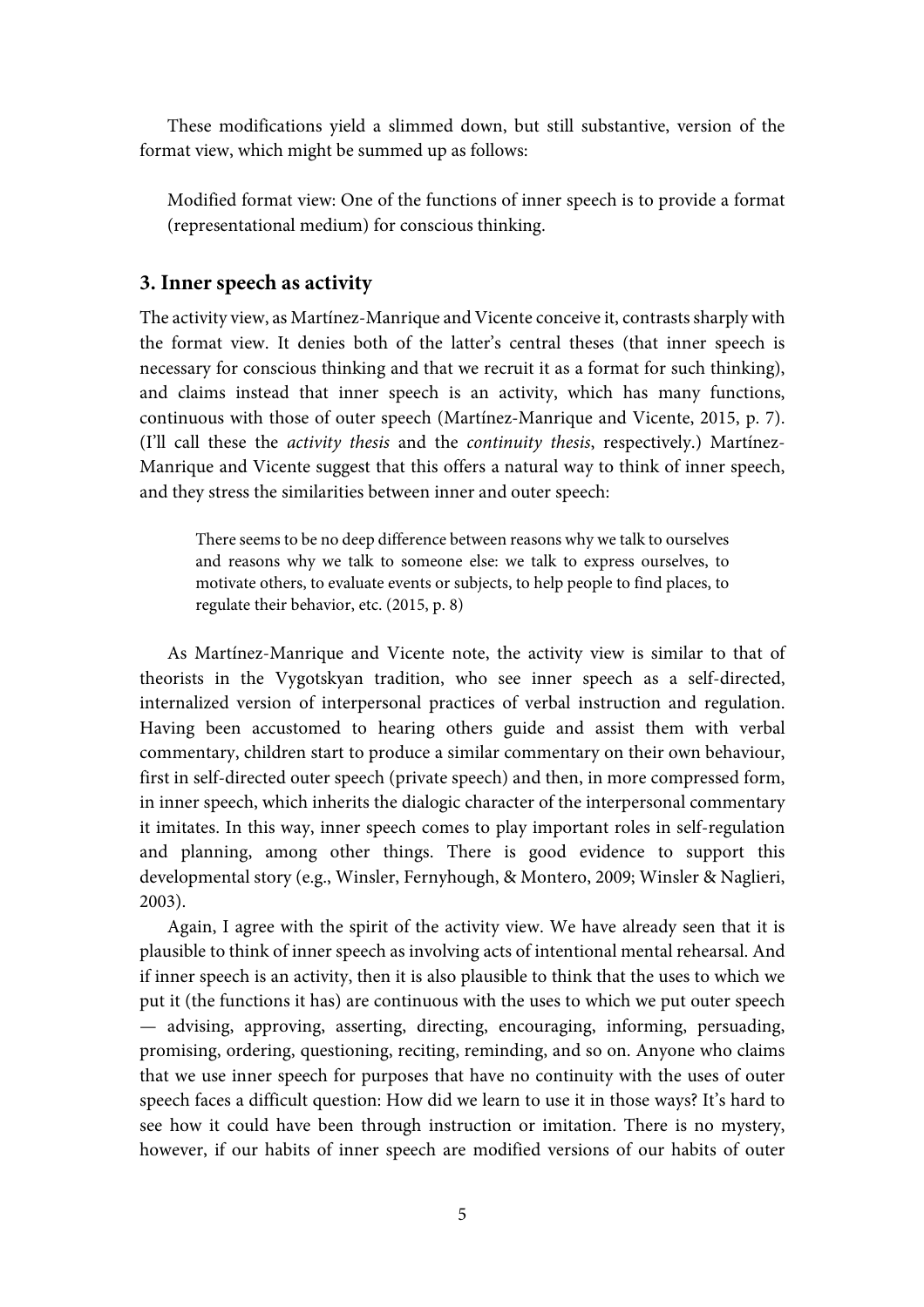These modifications yield a slimmed down, but still substantive, version of the format view, which might be summed up as follows:

> Modified format view: One of the functions of inner speech is to provide a format (representational medium) for conscious thinking.

## 3. Inner speech as activity

The activity view, as Martínez-Manrique and Vicente conceive it, contrasts sharply with the format view. It denies both of the latter's central theses (that inner speech is necessary for conscious thinking and that we recruit it as a format for such thinking), and claims instead that inner speech is an activity, which has many functions, continuous with those of outer speech (Martínez-Manrique and Vicente, 2015, p. 7). (I'll call these the *activity thesis* and the *continuity thesis*, respectively.) Martínez-Manrique and Vicente suggest that this offers a natural way to think of inner speech, and they stress the similarities between inner and outer speech:

> There seems to be no deep difference between reasons why we talk to ourselves and reasons why we talk to someone else: we talk to express ourselves, to motivate others, to evaluate events or subjects, to help people to find places, to regulate their behavior, etc. (2015, p. 8)

As Martínez-Manrique and Vicente note, the activity view is similar to that of theorists in the Vygotskyan tradition, who see inner speech as a self-directed, internalized version of interpersonal practices of verbal instruction and regulation. Having been accustomed to hearing others guide and assist them with verbal commentary, children start to produce a similar commentary on their own behaviour, first in self-directed outer speech (private speech) and then, in more compressed form, in inner speech, which inherits the dialogic character of the interpersonal commentary it imitates. In this way, inner speech comes to play important roles in self-regulation and planning, among other things. There is good evidence to support this developmental story (e.g., Winsler, Fernyhough, & Montero, 2009; Winsler & Naglieri, 2003).

Again, I agree with the spirit of the activity view. We have already seen that it is plausible to think of inner speech as involving acts of intentional mental rehearsal. And if inner speech is an activity, then it is also plausible to think that the uses to which we put it (the functions it has) are continuous with the uses to which we put outer speech — advising, approving, asserting, directing, encouraging, informing, persuading, promising, ordering, questioning, reciting, reminding, and so on. Anyone who claims that we use inner speech for purposes that have no continuity with the uses of outer speech faces a difficult question: How did we learn to use it in those ways? It's hard to see how it could have been through instruction or imitation. There is no mystery, however, if our habits of inner speech are modified versions of our habits of outer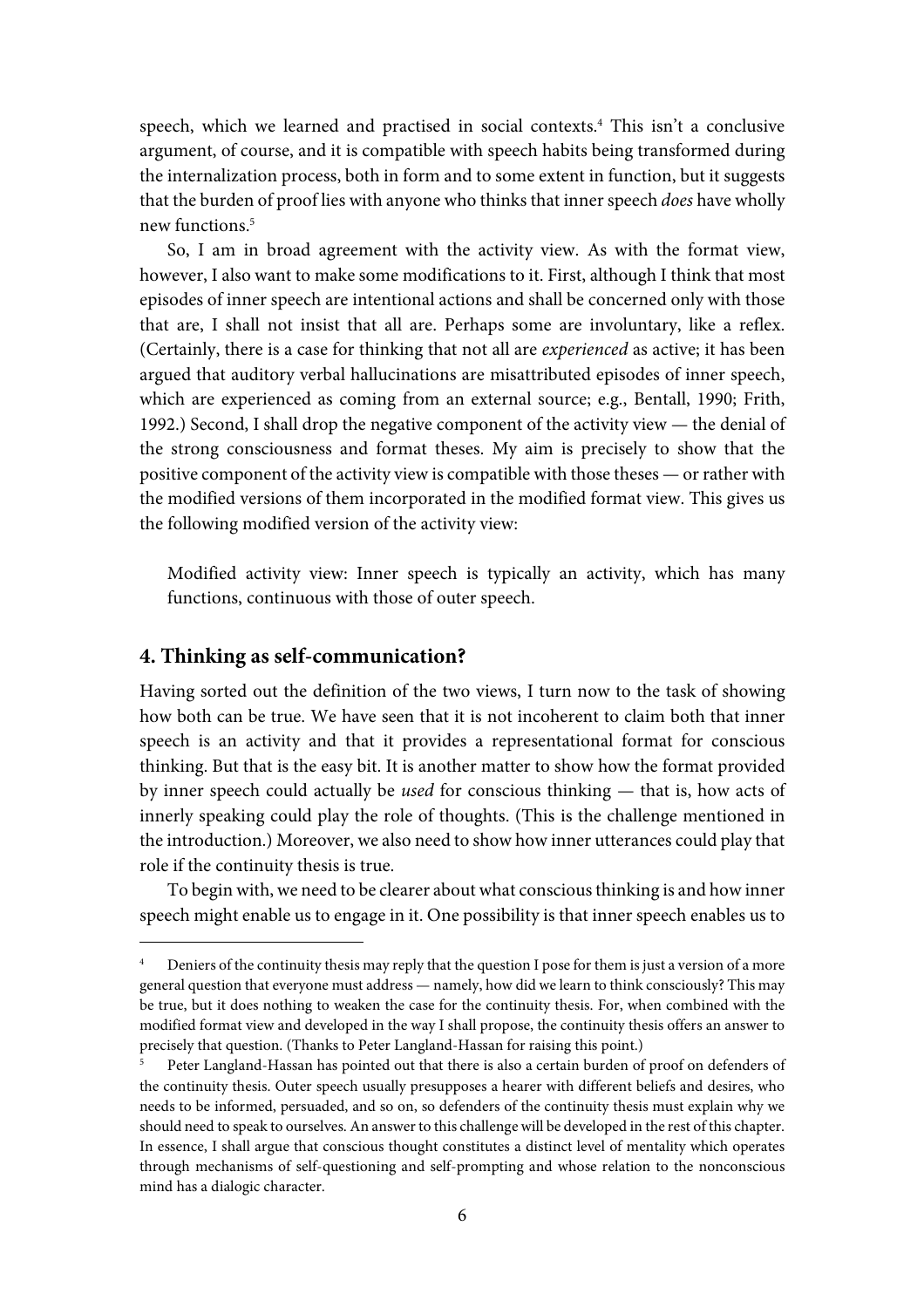speech, which we learned and practised in social contexts.[4] This isn't a conclusive argument, of course, and it is compatible with speech habits being transformed during the internalization process, both in form and to some extent in function, but it suggests that the burden of proof lies with anyone who thinks that inner speech *does* have wholly new functions.[5]

So, I am in broad agreement with the activity view. As with the format view, however, I also want to make some modifications to it. First, although I think that most episodes of inner speech are intentional actions and shall be concerned only with those that are, I shall not insist that all are. Perhaps some are involuntary, like a reflex. (Certainly, there is a case for thinking that not all are *experienced* as active; it has been argued that auditory verbal hallucinations are misattributed episodes of inner speech, which are experienced as coming from an external source; e.g., Bentall, 1990; Frith, 1992.) Second, I shall drop the negative component of the activity view — the denial of the strong consciousness and format theses. My aim is precisely to show that the positive component of the activity view is compatible with those theses — or rather with the modified versions of them incorporated in the modified format view. This gives us the following modified version of the activity view:

> Modified activity view: Inner speech is typically an activity, which has many functions, continuous with those of outer speech.

## 4. Thinking as self-communication?

Having sorted out the definition of the two views, I turn now to the task of showing how both can be true. We have seen that it is not incoherent to claim both that inner speech is an activity and that it provides a representational format for conscious thinking. But that is the easy bit. It is another matter to show how the format provided by inner speech could actually be *used* for conscious thinking — that is, how acts of innerly speaking could play the role of thoughts. (This is the challenge mentioned in the introduction.) Moreover, we also need to show how inner utterances could play that role if the continuity thesis is true.

To begin with, we need to be clearer about what conscious thinking is and how inner speech might enable us to engage in it. One possibility is that inner speech enables us to

---

[4] Deniers of the continuity thesis may reply that the question I pose for them is just a version of a more general question that everyone must address — namely, how did we learn to think consciously? This may be true, but it does nothing to weaken the case for the continuity thesis. For, when combined with the modified format view and developed in the way I shall propose, the continuity thesis offers an answer to precisely that question. (Thanks to Peter Langland-Hassan for raising this point.)

[5] Peter Langland-Hassan has pointed out that there is also a certain burden of proof on defenders of the continuity thesis. Outer speech usually presupposes a hearer with different beliefs and desires, who needs to be informed, persuaded, and so on, so defenders of the continuity thesis must explain why we should need to speak to ourselves. An answer to this challenge will be developed in the rest of this chapter. In essence, I shall argue that conscious thought constitutes a distinct level of mentality which operates through mechanisms of self-questioning and self-prompting and whose relation to the nonconscious mind has a dialogic character.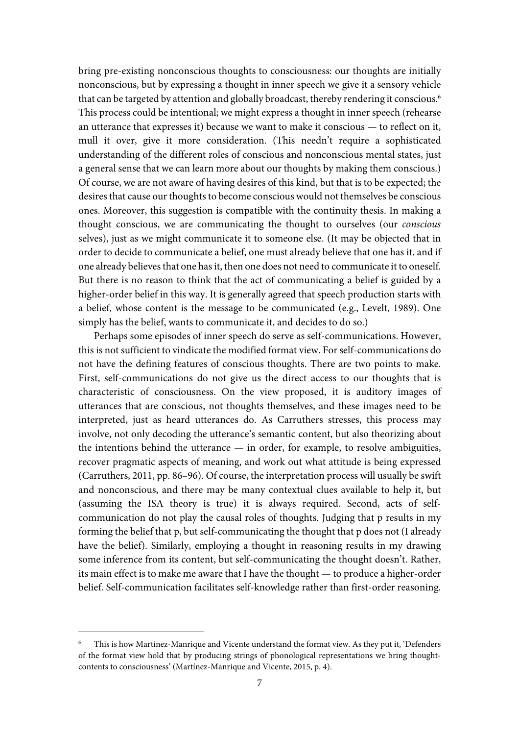bring pre-existing nonconscious thoughts to consciousness: our thoughts are initially nonconscious, but by expressing a thought in inner speech we give it a sensory vehicle that can be targeted by attention and globally broadcast, thereby rendering it conscious.[6] This process could be intentional; we might express a thought in inner speech (rehearse an utterance that expresses it) because we want to make it conscious — to reflect on it, mull it over, give it more consideration. (This needn't require a sophisticated understanding of the different roles of conscious and nonconscious mental states, just a general sense that we can learn more about our thoughts by making them conscious.) Of course, we are not aware of having desires of this kind, but that is to be expected; the desires that cause our thoughts to become conscious would not themselves be conscious ones. Moreover, this suggestion is compatible with the continuity thesis. In making a thought conscious, we are communicating the thought to ourselves (our *conscious* selves), just as we might communicate it to someone else. (It may be objected that in order to decide to communicate a belief, one must already believe that one has it, and if one already believes that one has it, then one does not need to communicate it to oneself. But there is no reason to think that the act of communicating a belief is guided by a higher-order belief in this way. It is generally agreed that speech production starts with a belief, whose content is the message to be communicated (e.g., Levelt, 1989). One simply has the belief, wants to communicate it, and decides to do so.)

Perhaps some episodes of inner speech do serve as self-communications. However, this is not sufficient to vindicate the modified format view. For self-communications do not have the defining features of conscious thoughts. There are two points to make. First, self-communications do not give us the direct access to our thoughts that is characteristic of consciousness. On the view proposed, it is auditory images of utterances that are conscious, not thoughts themselves, and these images need to be interpreted, just as heard utterances do. As Carruthers stresses, this process may involve, not only decoding the utterance's semantic content, but also theorizing about the intentions behind the utterance — in order, for example, to resolve ambiguities, recover pragmatic aspects of meaning, and work out what attitude is being expressed (Carruthers, 2011, pp. 86–96). Of course, the interpretation process will usually be swift and nonconscious, and there may be many contextual clues available to help it, but (assuming the ISA theory is true) it is always required. Second, acts of self-communication do not play the causal roles of thoughts. Judging that p results in my forming the belief that p, but self-communicating the thought that p does not (I already have the belief). Similarly, employing a thought in reasoning results in my drawing some inference from its content, but self-communicating the thought doesn't. Rather, its main effect is to make me aware that I have the thought — to produce a higher-order belief. Self-communication facilitates self-knowledge rather than first-order reasoning.

[6] This is how Martínez-Manrique and Vicente understand the format view. As they put it, 'Defenders of the format view hold that by producing strings of phonological representations we bring thought-contents to consciousness' (Martínez-Manrique and Vicente, 2015, p. 4).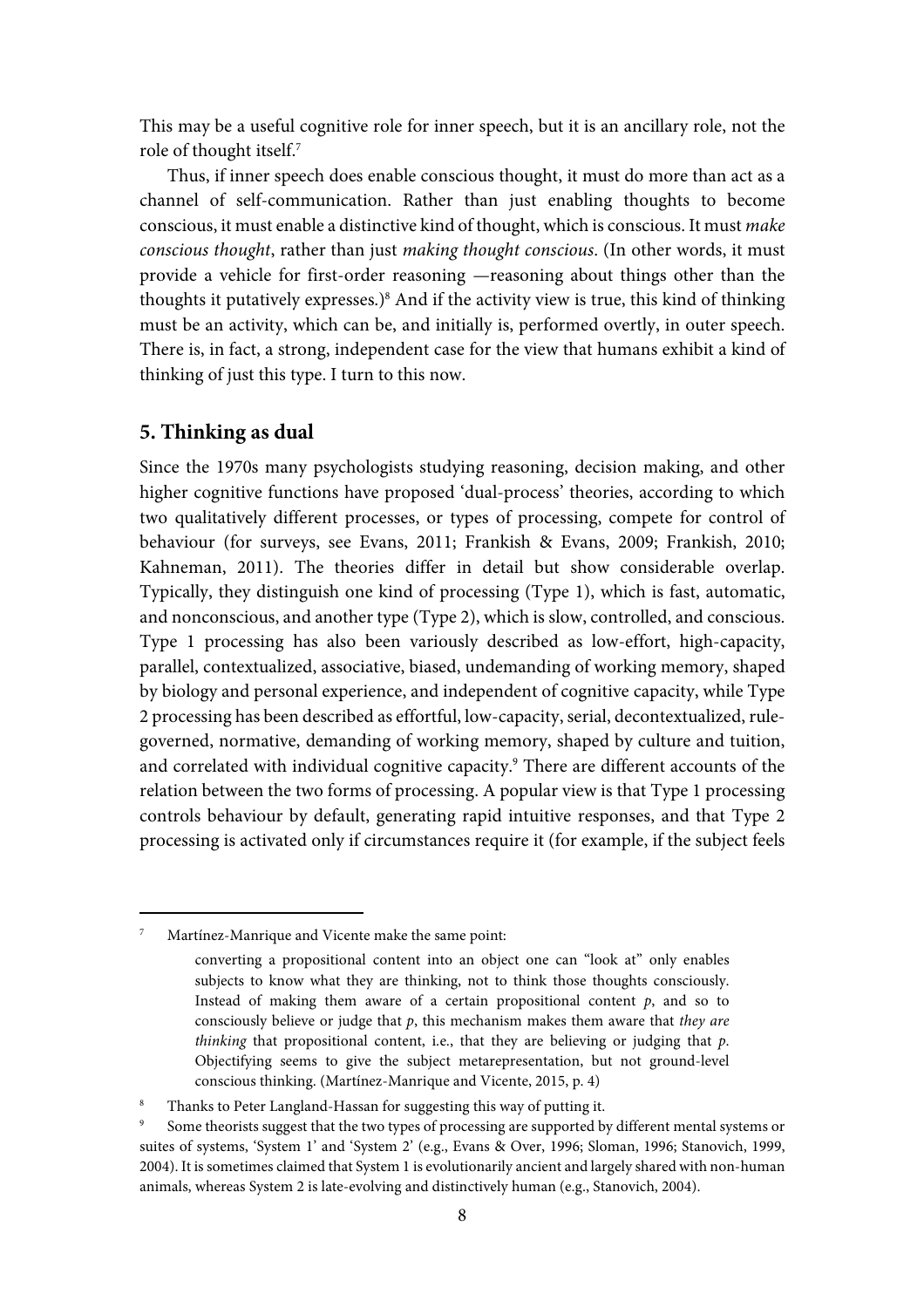This may be a useful cognitive role for inner speech, but it is an ancillary role, not the role of thought itself.[7]

Thus, if inner speech does enable conscious thought, it must do more than act as a channel of self-communication. Rather than just enabling thoughts to become conscious, it must enable a distinctive kind of thought, which is conscious. It must *make conscious thought*, rather than just *making thought conscious*. (In other words, it must provide a vehicle for first-order reasoning —reasoning about things other than the thoughts it putatively expresses.)[8] And if the activity view is true, this kind of thinking must be an activity, which can be, and initially is, performed overtly, in outer speech. There is, in fact, a strong, independent case for the view that humans exhibit a kind of thinking of just this type. I turn to this now.

## 5. Thinking as dual

Since the 1970s many psychologists studying reasoning, decision making, and other higher cognitive functions have proposed 'dual-process' theories, according to which two qualitatively different processes, or types of processing, compete for control of behaviour (for surveys, see Evans, 2011; Frankish & Evans, 2009; Frankish, 2010; Kahneman, 2011). The theories differ in detail but show considerable overlap. Typically, they distinguish one kind of processing (Type 1), which is fast, automatic, and nonconscious, and another type (Type 2), which is slow, controlled, and conscious. Type 1 processing has also been variously described as low-effort, high-capacity, parallel, contextualized, associative, biased, undemanding of working memory, shaped by biology and personal experience, and independent of cognitive capacity, while Type 2 processing has been described as effortful, low-capacity, serial, decontextualized, rule-governed, normative, demanding of working memory, shaped by culture and tuition, and correlated with individual cognitive capacity.[9] There are different accounts of the relation between the two forms of processing. A popular view is that Type 1 processing controls behaviour by default, generating rapid intuitive responses, and that Type 2 processing is activated only if circumstances require it (for example, if the subject feels

---

[7] Martínez-Manrique and Vicente make the same point:

> converting a propositional content into an object one can "look at" only enables subjects to know what they are thinking, not to think those thoughts consciously. Instead of making them aware of a certain propositional content *p*, and so to consciously believe or judge that *p*, this mechanism makes them aware that *they are thinking* that propositional content, i.e., that they are believing or judging that *p*. Objectifying seems to give the subject metarepresentation, but not ground-level conscious thinking. (Martínez-Manrique and Vicente, 2015, p. 4)

[8] Thanks to Peter Langland-Hassan for suggesting this way of putting it.

[9] Some theorists suggest that the two types of processing are supported by different mental systems or suites of systems, 'System 1' and 'System 2' (e.g., Evans & Over, 1996; Sloman, 1996; Stanovich, 1999, 2004). It is sometimes claimed that System 1 is evolutionarily ancient and largely shared with non-human animals, whereas System 2 is late-evolving and distinctively human (e.g., Stanovich, 2004).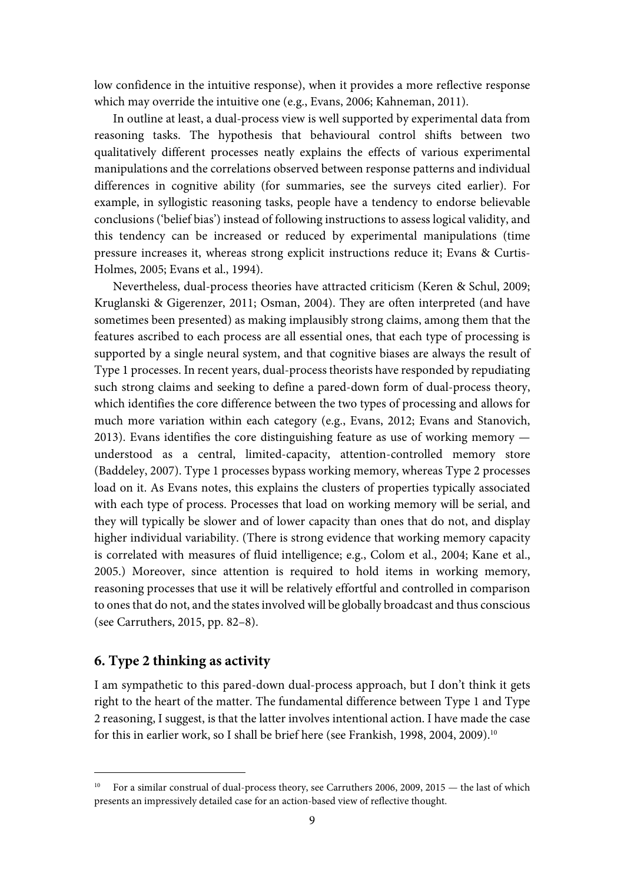low confidence in the intuitive response), when it provides a more reflective response which may override the intuitive one (e.g., Evans, 2006; Kahneman, 2011).

In outline at least, a dual-process view is well supported by experimental data from reasoning tasks. The hypothesis that behavioural control shifts between two qualitatively different processes neatly explains the effects of various experimental manipulations and the correlations observed between response patterns and individual differences in cognitive ability (for summaries, see the surveys cited earlier). For example, in syllogistic reasoning tasks, people have a tendency to endorse believable conclusions ('belief bias') instead of following instructions to assess logical validity, and this tendency can be increased or reduced by experimental manipulations (time pressure increases it, whereas strong explicit instructions reduce it; Evans & Curtis-Holmes, 2005; Evans et al., 1994).

Nevertheless, dual-process theories have attracted criticism (Keren & Schul, 2009; Kruglanski & Gigerenzer, 2011; Osman, 2004). They are often interpreted (and have sometimes been presented) as making implausibly strong claims, among them that the features ascribed to each process are all essential ones, that each type of processing is supported by a single neural system, and that cognitive biases are always the result of Type 1 processes. In recent years, dual-process theorists have responded by repudiating such strong claims and seeking to define a pared-down form of dual-process theory, which identifies the core difference between the two types of processing and allows for much more variation within each category (e.g., Evans, 2012; Evans and Stanovich, 2013). Evans identifies the core distinguishing feature as use of working memory — understood as a central, limited-capacity, attention-controlled memory store (Baddeley, 2007). Type 1 processes bypass working memory, whereas Type 2 processes load on it. As Evans notes, this explains the clusters of properties typically associated with each type of process. Processes that load on working memory will be serial, and they will typically be slower and of lower capacity than ones that do not, and display higher individual variability. (There is strong evidence that working memory capacity is correlated with measures of fluid intelligence; e.g., Colom et al., 2004; Kane et al., 2005.) Moreover, since attention is required to hold items in working memory, reasoning processes that use it will be relatively effortful and controlled in comparison to ones that do not, and the states involved will be globally broadcast and thus conscious (see Carruthers, 2015, pp. 82–8).

## 6. Type 2 thinking as activity

I am sympathetic to this pared-down dual-process approach, but I don't think it gets right to the heart of the matter. The fundamental difference between Type 1 and Type 2 reasoning, I suggest, is that the latter involves intentional action. I have made the case for this in earlier work, so I shall be brief here (see Frankish, 1998, 2004, 2009).[10]

---

[10] For a similar construal of dual-process theory, see Carruthers 2006, 2009, 2015 — the last of which presents an impressively detailed case for an action-based view of reflective thought.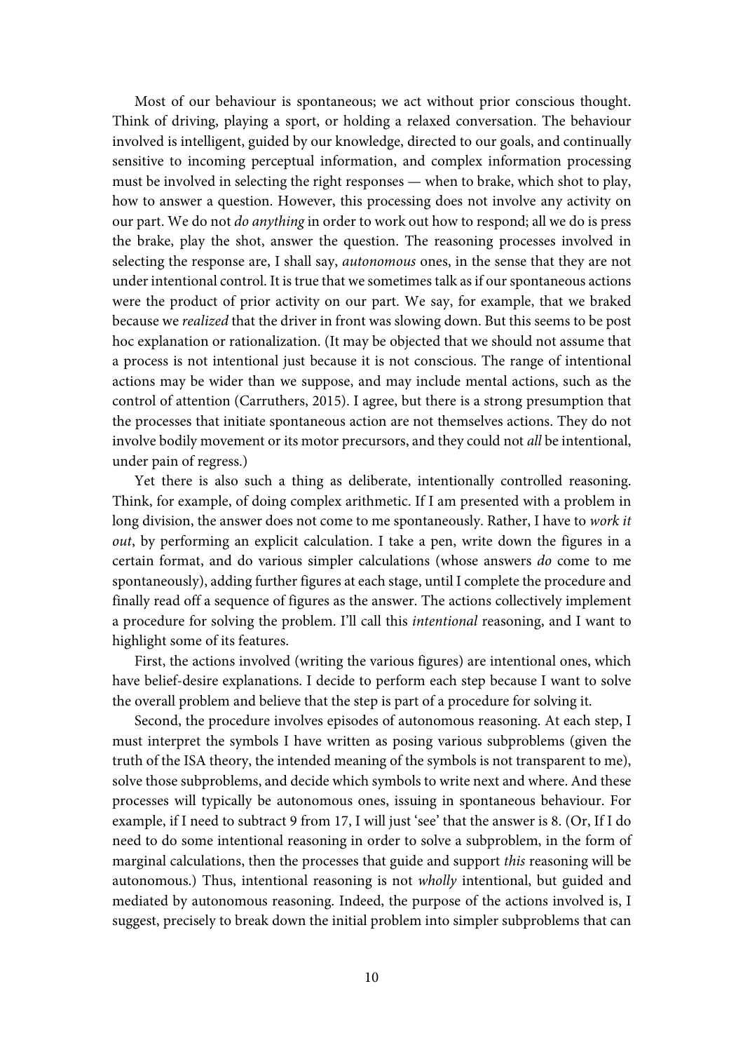Most of our behaviour is spontaneous; we act without prior conscious thought. Think of driving, playing a sport, or holding a relaxed conversation. The behaviour involved is intelligent, guided by our knowledge, directed to our goals, and continually sensitive to incoming perceptual information, and complex information processing must be involved in selecting the right responses — when to brake, which shot to play, how to answer a question. However, this processing does not involve any activity on our part. We do not *do anything* in order to work out how to respond; all we do is press the brake, play the shot, answer the question. The reasoning processes involved in selecting the response are, I shall say, *autonomous* ones, in the sense that they are not under intentional control. It is true that we sometimes talk as if our spontaneous actions were the product of prior activity on our part. We say, for example, that we braked because we *realized* that the driver in front was slowing down. But this seems to be post hoc explanation or rationalization. (It may be objected that we should not assume that a process is not intentional just because it is not conscious. The range of intentional actions may be wider than we suppose, and may include mental actions, such as the control of attention (Carruthers, 2015). I agree, but there is a strong presumption that the processes that initiate spontaneous action are not themselves actions. They do not involve bodily movement or its motor precursors, and they could not *all* be intentional, under pain of regress.)

Yet there is also such a thing as deliberate, intentionally controlled reasoning. Think, for example, of doing complex arithmetic. If I am presented with a problem in long division, the answer does not come to me spontaneously. Rather, I have to *work it out*, by performing an explicit calculation. I take a pen, write down the figures in a certain format, and do various simpler calculations (whose answers *do* come to me spontaneously), adding further figures at each stage, until I complete the procedure and finally read off a sequence of figures as the answer. The actions collectively implement a procedure for solving the problem. I'll call this *intentional* reasoning, and I want to highlight some of its features.

First, the actions involved (writing the various figures) are intentional ones, which have belief-desire explanations. I decide to perform each step because I want to solve the overall problem and believe that the step is part of a procedure for solving it.

Second, the procedure involves episodes of autonomous reasoning. At each step, I must interpret the symbols I have written as posing various subproblems (given the truth of the ISA theory, the intended meaning of the symbols is not transparent to me), solve those subproblems, and decide which symbols to write next and where. And these processes will typically be autonomous ones, issuing in spontaneous behaviour. For example, if I need to subtract 9 from 17, I will just 'see' that the answer is 8. (Or, If I do need to do some intentional reasoning in order to solve a subproblem, in the form of marginal calculations, then the processes that guide and support *this* reasoning will be autonomous.) Thus, intentional reasoning is not *wholly* intentional, but guided and mediated by autonomous reasoning. Indeed, the purpose of the actions involved is, I suggest, precisely to break down the initial problem into simpler subproblems that can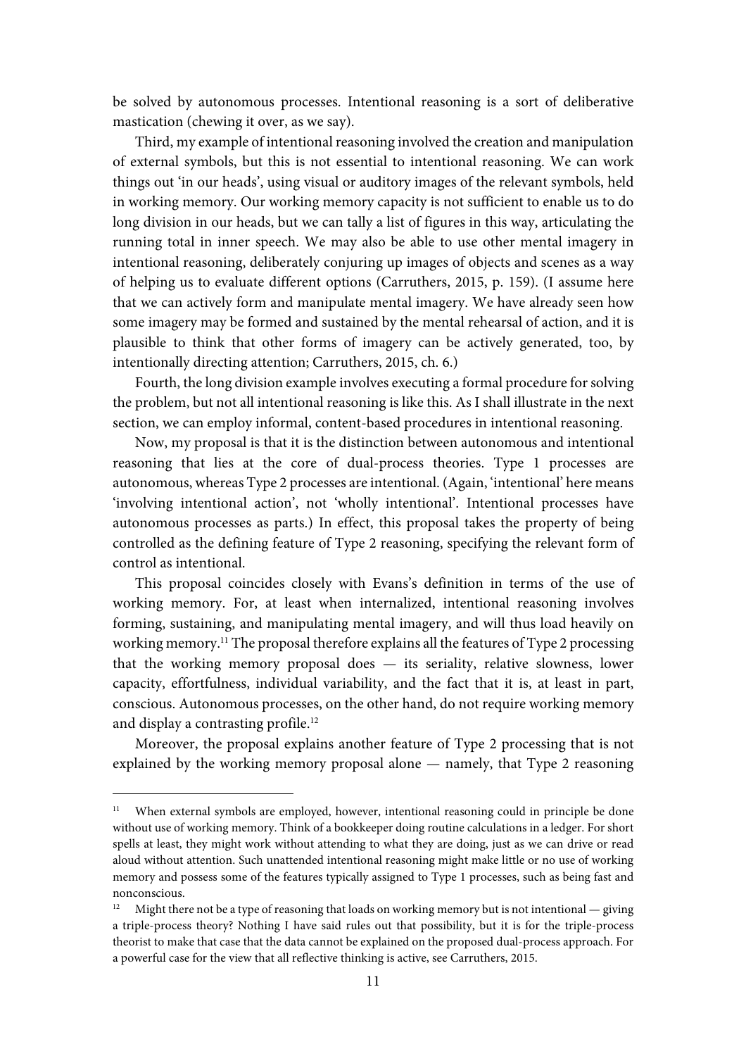be solved by autonomous processes. Intentional reasoning is a sort of deliberative mastication (chewing it over, as we say).

Third, my example of intentional reasoning involved the creation and manipulation of external symbols, but this is not essential to intentional reasoning. We can work things out 'in our heads', using visual or auditory images of the relevant symbols, held in working memory. Our working memory capacity is not sufficient to enable us to do long division in our heads, but we can tally a list of figures in this way, articulating the running total in inner speech. We may also be able to use other mental imagery in intentional reasoning, deliberately conjuring up images of objects and scenes as a way of helping us to evaluate different options (Carruthers, 2015, p. 159). (I assume here that we can actively form and manipulate mental imagery. We have already seen how some imagery may be formed and sustained by the mental rehearsal of action, and it is plausible to think that other forms of imagery can be actively generated, too, by intentionally directing attention; Carruthers, 2015, ch. 6.)

Fourth, the long division example involves executing a formal procedure for solving the problem, but not all intentional reasoning is like this. As I shall illustrate in the next section, we can employ informal, content-based procedures in intentional reasoning.

Now, my proposal is that it is the distinction between autonomous and intentional reasoning that lies at the core of dual-process theories. Type 1 processes are autonomous, whereas Type 2 processes are intentional. (Again, 'intentional' here means 'involving intentional action', not 'wholly intentional'. Intentional processes have autonomous processes as parts.) In effect, this proposal takes the property of being controlled as the defining feature of Type 2 reasoning, specifying the relevant form of control as intentional.

This proposal coincides closely with Evans's definition in terms of the use of working memory. For, at least when internalized, intentional reasoning involves forming, sustaining, and manipulating mental imagery, and will thus load heavily on working memory.[11] The proposal therefore explains all the features of Type 2 processing that the working memory proposal does — its seriality, relative slowness, lower capacity, effortfulness, individual variability, and the fact that it is, at least in part, conscious. Autonomous processes, on the other hand, do not require working memory and display a contrasting profile.[12]

Moreover, the proposal explains another feature of Type 2 processing that is not explained by the working memory proposal alone — namely, that Type 2 reasoning

---

[11] When external symbols are employed, however, intentional reasoning could in principle be done without use of working memory. Think of a bookkeeper doing routine calculations in a ledger. For short spells at least, they might work without attending to what they are doing, just as we can drive or read aloud without attention. Such unattended intentional reasoning might make little or no use of working memory and possess some of the features typically assigned to Type 1 processes, such as being fast and nonconscious.

[12] Might there not be a type of reasoning that loads on working memory but is not intentional — giving a triple-process theory? Nothing I have said rules out that possibility, but it is for the triple-process theorist to make that case that the data cannot be explained on the proposed dual-process approach. For a powerful case for the view that all reflective thinking is active, see Carruthers, 2015.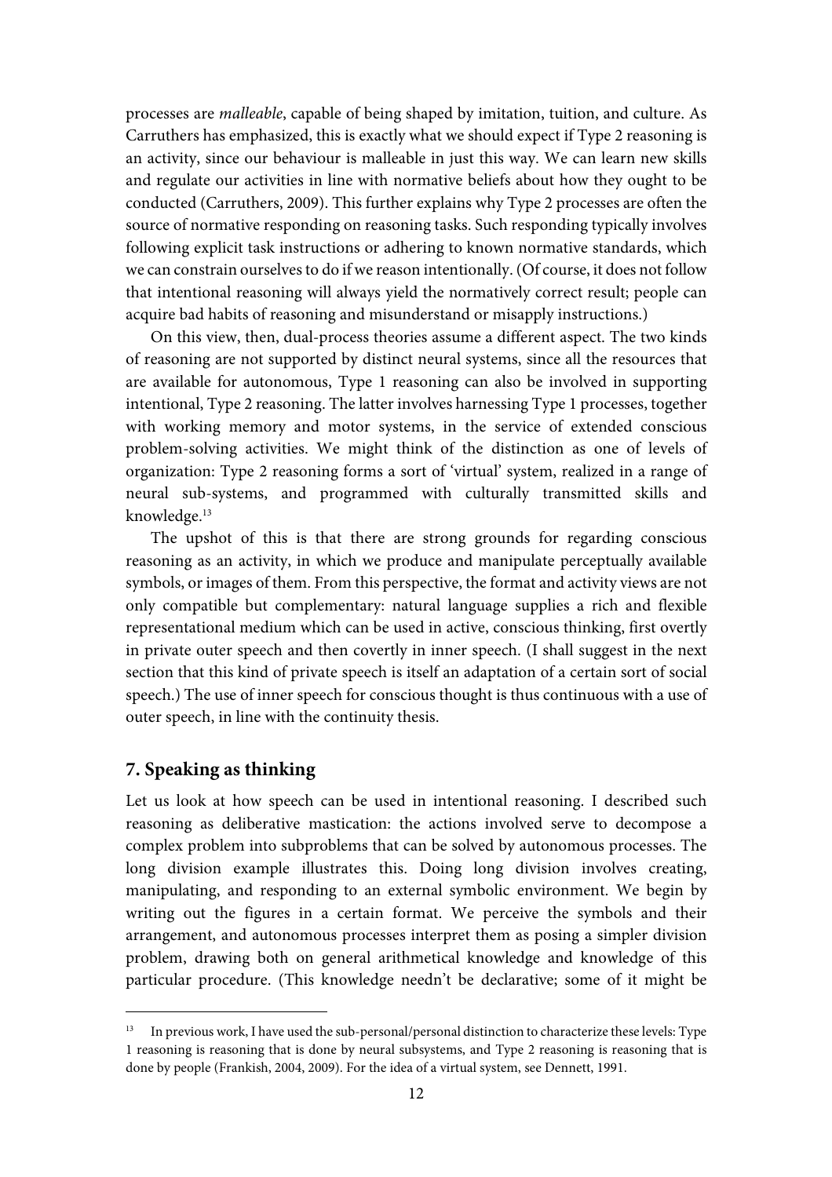processes are *malleable*, capable of being shaped by imitation, tuition, and culture. As Carruthers has emphasized, this is exactly what we should expect if Type 2 reasoning is an activity, since our behaviour is malleable in just this way. We can learn new skills and regulate our activities in line with normative beliefs about how they ought to be conducted (Carruthers, 2009). This further explains why Type 2 processes are often the source of normative responding on reasoning tasks. Such responding typically involves following explicit task instructions or adhering to known normative standards, which we can constrain ourselves to do if we reason intentionally. (Of course, it does not follow that intentional reasoning will always yield the normatively correct result; people can acquire bad habits of reasoning and misunderstand or misapply instructions.)

On this view, then, dual-process theories assume a different aspect. The two kinds of reasoning are not supported by distinct neural systems, since all the resources that are available for autonomous, Type 1 reasoning can also be involved in supporting intentional, Type 2 reasoning. The latter involves harnessing Type 1 processes, together with working memory and motor systems, in the service of extended conscious problem-solving activities. We might think of the distinction as one of levels of organization: Type 2 reasoning forms a sort of 'virtual' system, realized in a range of neural sub-systems, and programmed with culturally transmitted skills and knowledge.[13]

The upshot of this is that there are strong grounds for regarding conscious reasoning as an activity, in which we produce and manipulate perceptually available symbols, or images of them. From this perspective, the format and activity views are not only compatible but complementary: natural language supplies a rich and flexible representational medium which can be used in active, conscious thinking, first overtly in private outer speech and then covertly in inner speech. (I shall suggest in the next section that this kind of private speech is itself an adaptation of a certain sort of social speech.) The use of inner speech for conscious thought is thus continuous with a use of outer speech, in line with the continuity thesis.

## 7. Speaking as thinking

Let us look at how speech can be used in intentional reasoning. I described such reasoning as deliberative mastication: the actions involved serve to decompose a complex problem into subproblems that can be solved by autonomous processes. The long division example illustrates this. Doing long division involves creating, manipulating, and responding to an external symbolic environment. We begin by writing out the figures in a certain format. We perceive the symbols and their arrangement, and autonomous processes interpret them as posing a simpler division problem, drawing both on general arithmetical knowledge and knowledge of this particular procedure. (This knowledge needn't be declarative; some of it might be

[13] In previous work, I have used the sub-personal/personal distinction to characterize these levels: Type 1 reasoning is reasoning that is done by neural subsystems, and Type 2 reasoning is reasoning that is done by people (Frankish, 2004, 2009). For the idea of a virtual system, see Dennett, 1991.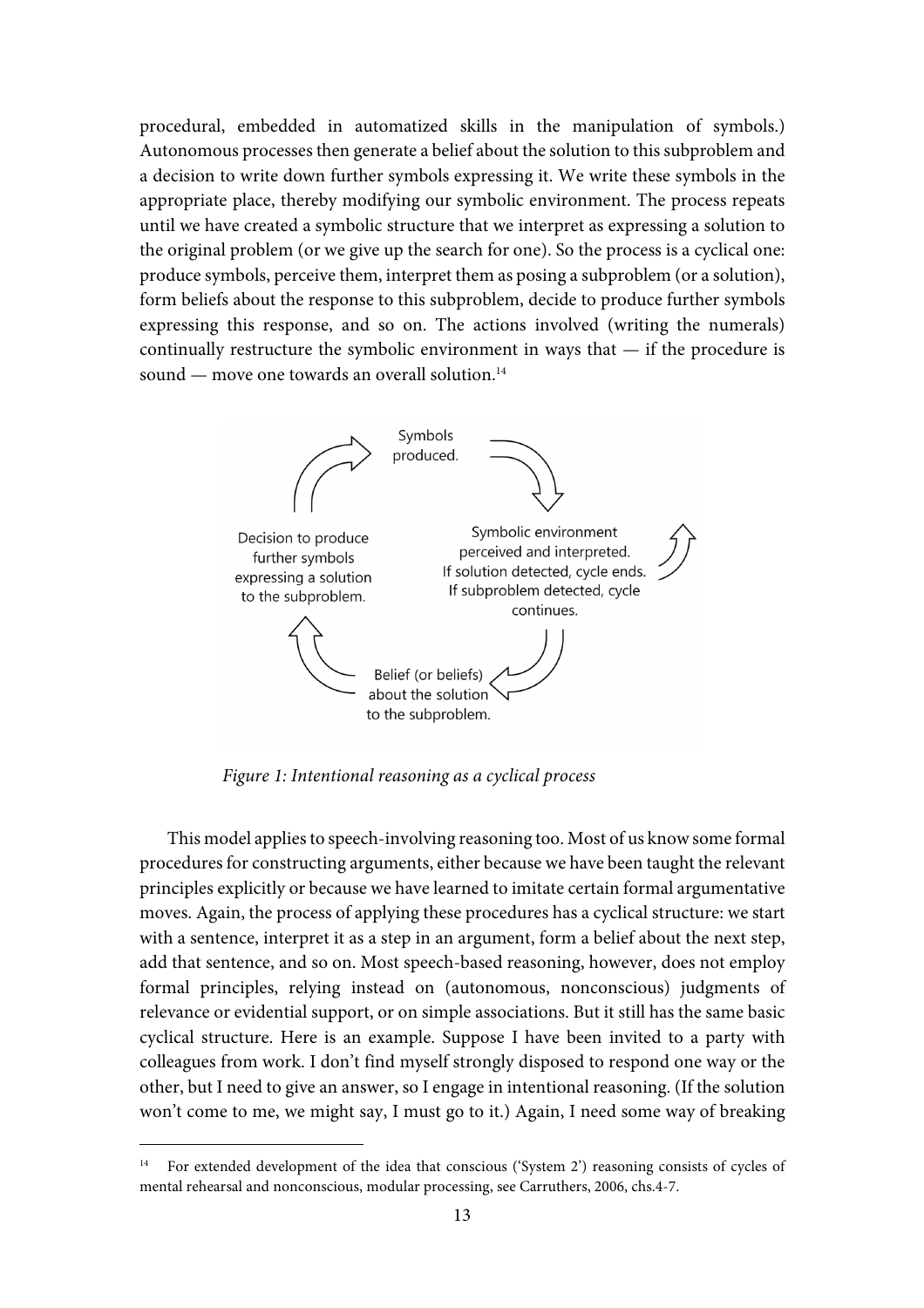procedural, embedded in automatized skills in the manipulation of symbols.) Autonomous processes then generate a belief about the solution to this subproblem and a decision to write down further symbols expressing it. We write these symbols in the appropriate place, thereby modifying our symbolic environment. The process repeats until we have created a symbolic structure that we interpret as expressing a solution to the original problem (or we give up the search for one). So the process is a cyclical one: produce symbols, perceive them, interpret them as posing a subproblem (or a solution), form beliefs about the response to this subproblem, decide to produce further symbols expressing this response, and so on. The actions involved (writing the numerals) continually restructure the symbolic environment in ways that — if the procedure is sound — move one towards an overall solution.[14]

Symbols produced.

Symbolic environment perceived and interpreted. If solution detected, cycle ends. If subproblem detected, cycle continues.

Belief (or beliefs) about the solution to the subproblem.

Decision to produce further symbols expressing a solution to the subproblem.

*Figure 1: Intentional reasoning as a cyclical process*

This model applies to speech-involving reasoning too. Most of us know some formal procedures for constructing arguments, either because we have been taught the relevant principles explicitly or because we have learned to imitate certain formal argumentative moves. Again, the process of applying these procedures has a cyclical structure: we start with a sentence, interpret it as a step in an argument, form a belief about the next step, add that sentence, and so on. Most speech-based reasoning, however, does not employ formal principles, relying instead on (autonomous, nonconscious) judgments of relevance or evidential support, or on simple associations. But it still has the same basic cyclical structure. Here is an example. Suppose I have been invited to a party with colleagues from work. I don't find myself strongly disposed to respond one way or the other, but I need to give an answer, so I engage in intentional reasoning. (If the solution won't come to me, we might say, I must go to it.) Again, I need some way of breaking

[14] For extended development of the idea that conscious ('System 2') reasoning consists of cycles of mental rehearsal and nonconscious, modular processing, see Carruthers, 2006, chs.4-7.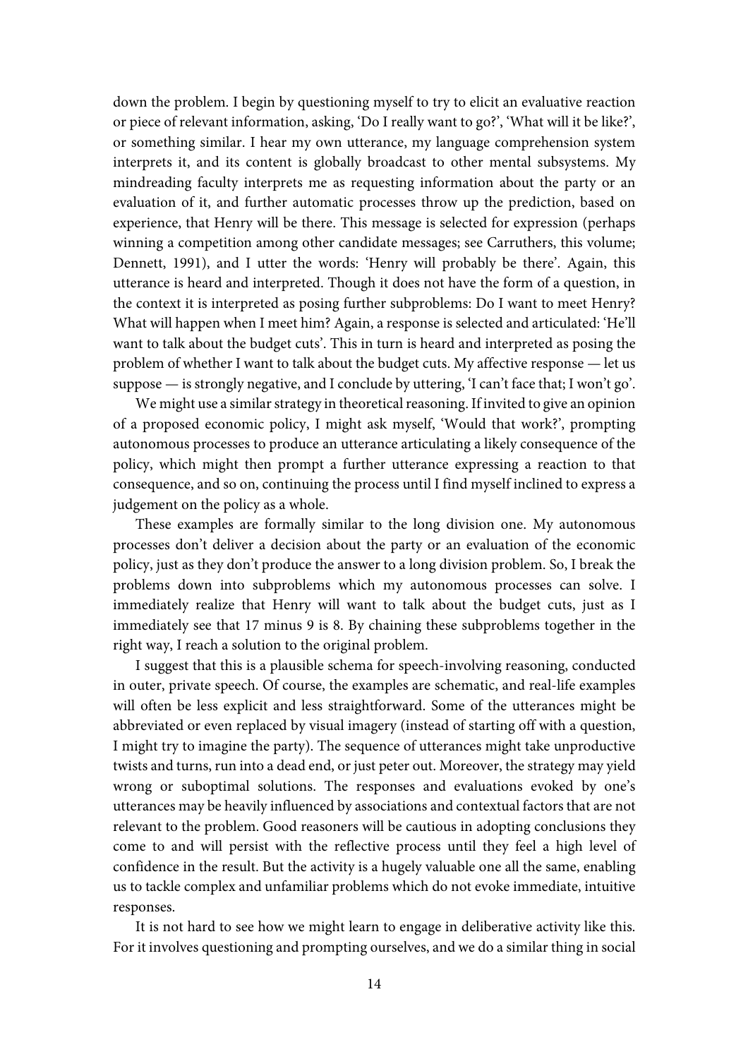down the problem. I begin by questioning myself to try to elicit an evaluative reaction or piece of relevant information, asking, 'Do I really want to go?', 'What will it be like?', or something similar. I hear my own utterance, my language comprehension system interprets it, and its content is globally broadcast to other mental subsystems. My mindreading faculty interprets me as requesting information about the party or an evaluation of it, and further automatic processes throw up the prediction, based on experience, that Henry will be there. This message is selected for expression (perhaps winning a competition among other candidate messages; see Carruthers, this volume; Dennett, 1991), and I utter the words: 'Henry will probably be there'. Again, this utterance is heard and interpreted. Though it does not have the form of a question, in the context it is interpreted as posing further subproblems: Do I want to meet Henry? What will happen when I meet him? Again, a response is selected and articulated: 'He'll want to talk about the budget cuts'. This in turn is heard and interpreted as posing the problem of whether I want to talk about the budget cuts. My affective response — let us suppose — is strongly negative, and I conclude by uttering, 'I can't face that; I won't go'.

We might use a similar strategy in theoretical reasoning. If invited to give an opinion of a proposed economic policy, I might ask myself, 'Would that work?', prompting autonomous processes to produce an utterance articulating a likely consequence of the policy, which might then prompt a further utterance expressing a reaction to that consequence, and so on, continuing the process until I find myself inclined to express a judgement on the policy as a whole.

These examples are formally similar to the long division one. My autonomous processes don't deliver a decision about the party or an evaluation of the economic policy, just as they don't produce the answer to a long division problem. So, I break the problems down into subproblems which my autonomous processes can solve. I immediately realize that Henry will want to talk about the budget cuts, just as I immediately see that 17 minus 9 is 8. By chaining these subproblems together in the right way, I reach a solution to the original problem.

I suggest that this is a plausible schema for speech-involving reasoning, conducted in outer, private speech. Of course, the examples are schematic, and real-life examples will often be less explicit and less straightforward. Some of the utterances might be abbreviated or even replaced by visual imagery (instead of starting off with a question, I might try to imagine the party). The sequence of utterances might take unproductive twists and turns, run into a dead end, or just peter out. Moreover, the strategy may yield wrong or suboptimal solutions. The responses and evaluations evoked by one's utterances may be heavily influenced by associations and contextual factors that are not relevant to the problem. Good reasoners will be cautious in adopting conclusions they come to and will persist with the reflective process until they feel a high level of confidence in the result. But the activity is a hugely valuable one all the same, enabling us to tackle complex and unfamiliar problems which do not evoke immediate, intuitive responses.

It is not hard to see how we might learn to engage in deliberative activity like this. For it involves questioning and prompting ourselves, and we do a similar thing in social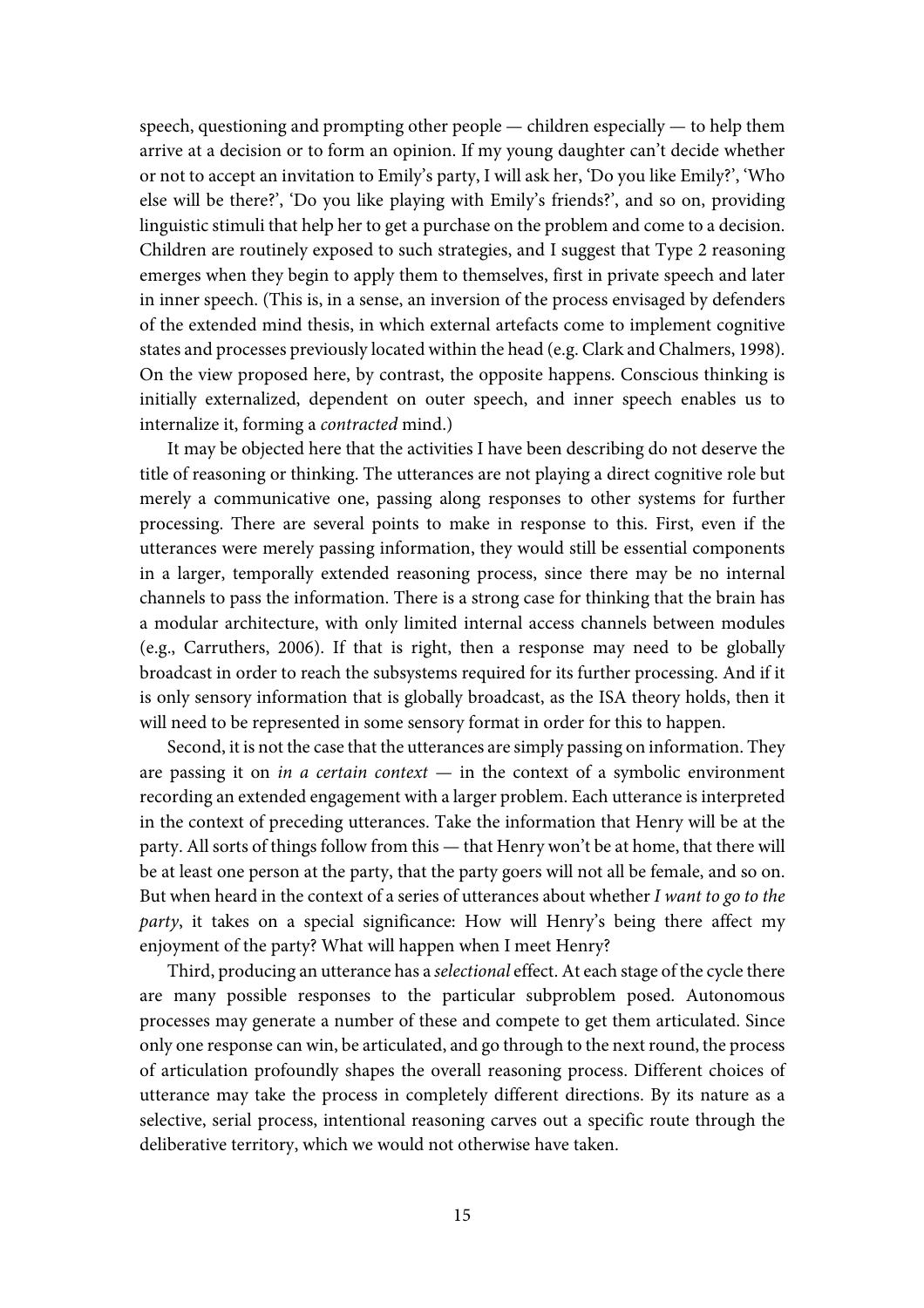speech, questioning and prompting other people — children especially — to help them arrive at a decision or to form an opinion. If my young daughter can't decide whether or not to accept an invitation to Emily's party, I will ask her, 'Do you like Emily?', 'Who else will be there?', 'Do you like playing with Emily's friends?', and so on, providing linguistic stimuli that help her to get a purchase on the problem and come to a decision. Children are routinely exposed to such strategies, and I suggest that Type 2 reasoning emerges when they begin to apply them to themselves, first in private speech and later in inner speech. (This is, in a sense, an inversion of the process envisaged by defenders of the extended mind thesis, in which external artefacts come to implement cognitive states and processes previously located within the head (e.g. Clark and Chalmers, 1998). On the view proposed here, by contrast, the opposite happens. Conscious thinking is initially externalized, dependent on outer speech, and inner speech enables us to internalize it, forming a *contracted* mind.)

It may be objected here that the activities I have been describing do not deserve the title of reasoning or thinking. The utterances are not playing a direct cognitive role but merely a communicative one, passing along responses to other systems for further processing. There are several points to make in response to this. First, even if the utterances were merely passing information, they would still be essential components in a larger, temporally extended reasoning process, since there may be no internal channels to pass the information. There is a strong case for thinking that the brain has a modular architecture, with only limited internal access channels between modules (e.g., Carruthers, 2006). If that is right, then a response may need to be globally broadcast in order to reach the subsystems required for its further processing. And if it is only sensory information that is globally broadcast, as the ISA theory holds, then it will need to be represented in some sensory format in order for this to happen.

Second, it is not the case that the utterances are simply passing on information. They are passing it on *in a certain context* — in the context of a symbolic environment recording an extended engagement with a larger problem. Each utterance is interpreted in the context of preceding utterances. Take the information that Henry will be at the party. All sorts of things follow from this — that Henry won't be at home, that there will be at least one person at the party, that the party goers will not all be female, and so on. But when heard in the context of a series of utterances about whether *I want to go to the party*, it takes on a special significance: How will Henry's being there affect my enjoyment of the party? What will happen when I meet Henry?

Third, producing an utterance has a *selectional* effect. At each stage of the cycle there are many possible responses to the particular subproblem posed. Autonomous processes may generate a number of these and compete to get them articulated. Since only one response can win, be articulated, and go through to the next round, the process of articulation profoundly shapes the overall reasoning process. Different choices of utterance may take the process in completely different directions. By its nature as a selective, serial process, intentional reasoning carves out a specific route through the deliberative territory, which we would not otherwise have taken.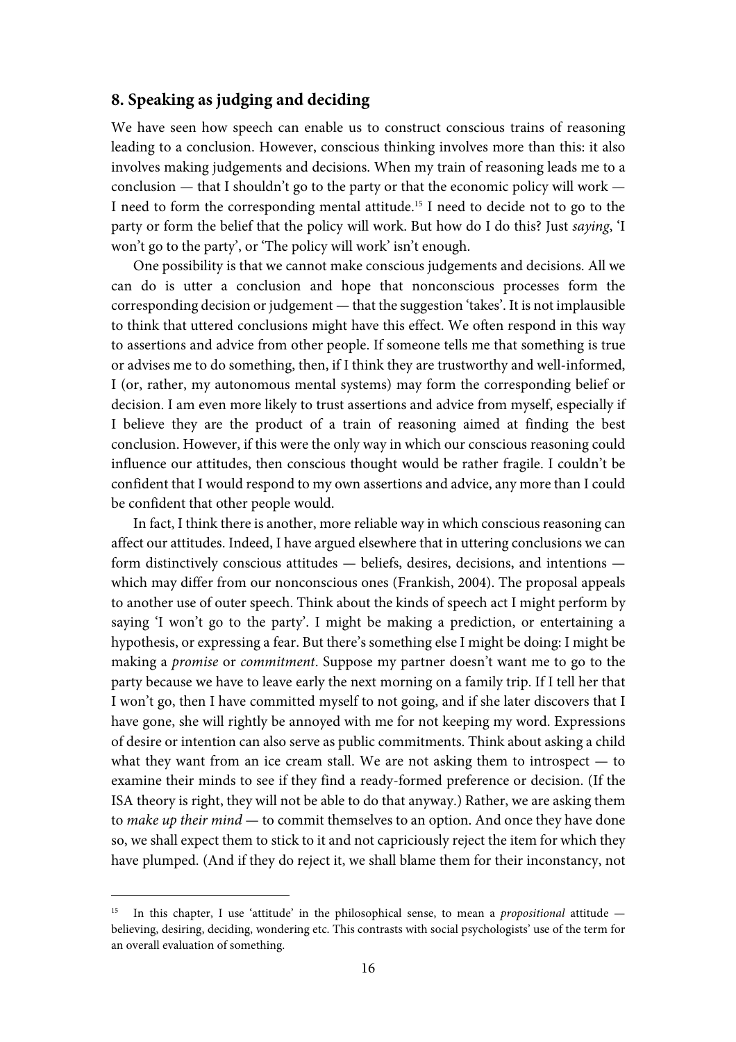## 8. Speaking as judging and deciding

We have seen how speech can enable us to construct conscious trains of reasoning leading to a conclusion. However, conscious thinking involves more than this: it also involves making judgements and decisions. When my train of reasoning leads me to a conclusion — that I shouldn't go to the party or that the economic policy will work — I need to form the corresponding mental attitude.[15] I need to decide not to go to the party or form the belief that the policy will work. But how do I do this? Just *saying*, 'I won't go to the party', or 'The policy will work' isn't enough.

One possibility is that we cannot make conscious judgements and decisions. All we can do is utter a conclusion and hope that nonconscious processes form the corresponding decision or judgement — that the suggestion 'takes'. It is not implausible to think that uttered conclusions might have this effect. We often respond in this way to assertions and advice from other people. If someone tells me that something is true or advises me to do something, then, if I think they are trustworthy and well-informed, I (or, rather, my autonomous mental systems) may form the corresponding belief or decision. I am even more likely to trust assertions and advice from myself, especially if I believe they are the product of a train of reasoning aimed at finding the best conclusion. However, if this were the only way in which our conscious reasoning could influence our attitudes, then conscious thought would be rather fragile. I couldn't be confident that I would respond to my own assertions and advice, any more than I could be confident that other people would.

In fact, I think there is another, more reliable way in which conscious reasoning can affect our attitudes. Indeed, I have argued elsewhere that in uttering conclusions we can form distinctively conscious attitudes — beliefs, desires, decisions, and intentions — which may differ from our nonconscious ones (Frankish, 2004). The proposal appeals to another use of outer speech. Think about the kinds of speech act I might perform by saying 'I won't go to the party'. I might be making a prediction, or entertaining a hypothesis, or expressing a fear. But there's something else I might be doing: I might be making a *promise* or *commitment*. Suppose my partner doesn't want me to go to the party because we have to leave early the next morning on a family trip. If I tell her that I won't go, then I have committed myself to not going, and if she later discovers that I have gone, she will rightly be annoyed with me for not keeping my word. Expressions of desire or intention can also serve as public commitments. Think about asking a child what they want from an ice cream stall. We are not asking them to introspect — to examine their minds to see if they find a ready-formed preference or decision. (If the ISA theory is right, they will not be able to do that anyway.) Rather, we are asking them to *make up their mind* — to commit themselves to an option. And once they have done so, we shall expect them to stick to it and not capriciously reject the item for which they have plumped. (And if they do reject it, we shall blame them for their inconstancy, not

---

[15] In this chapter, I use 'attitude' in the philosophical sense, to mean a *propositional* attitude — believing, desiring, deciding, wondering etc. This contrasts with social psychologists' use of the term for an overall evaluation of something.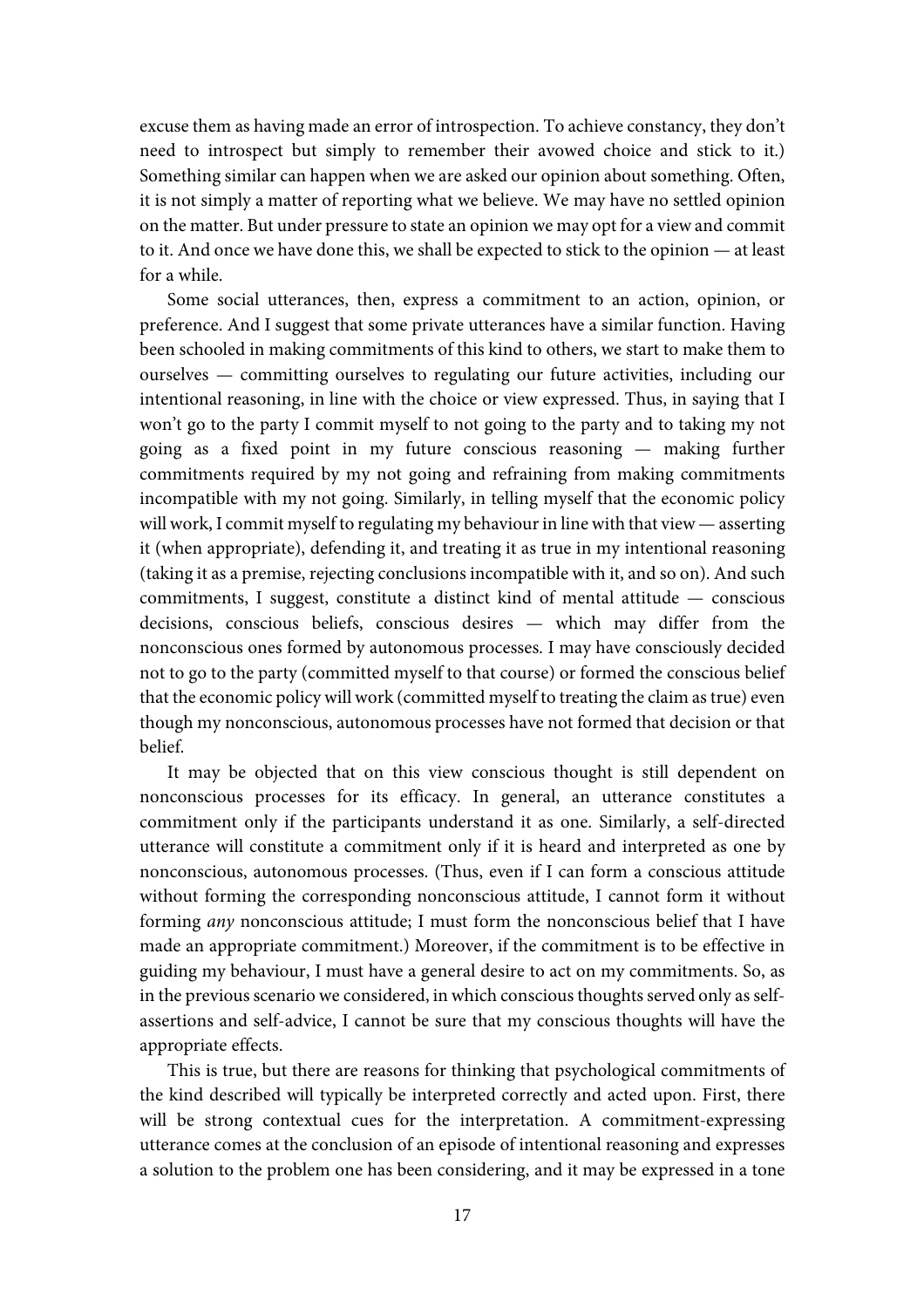excuse them as having made an error of introspection. To achieve constancy, they don't need to introspect but simply to remember their avowed choice and stick to it.) Something similar can happen when we are asked our opinion about something. Often, it is not simply a matter of reporting what we believe. We may have no settled opinion on the matter. But under pressure to state an opinion we may opt for a view and commit to it. And once we have done this, we shall be expected to stick to the opinion — at least for a while.

Some social utterances, then, express a commitment to an action, opinion, or preference. And I suggest that some private utterances have a similar function. Having been schooled in making commitments of this kind to others, we start to make them to ourselves — committing ourselves to regulating our future activities, including our intentional reasoning, in line with the choice or view expressed. Thus, in saying that I won't go to the party I commit myself to not going to the party and to taking my not going as a fixed point in my future conscious reasoning — making further commitments required by my not going and refraining from making commitments incompatible with my not going. Similarly, in telling myself that the economic policy will work, I commit myself to regulating my behaviour in line with that view — asserting it (when appropriate), defending it, and treating it as true in my intentional reasoning (taking it as a premise, rejecting conclusions incompatible with it, and so on). And such commitments, I suggest, constitute a distinct kind of mental attitude — conscious decisions, conscious beliefs, conscious desires — which may differ from the nonconscious ones formed by autonomous processes. I may have consciously decided not to go to the party (committed myself to that course) or formed the conscious belief that the economic policy will work (committed myself to treating the claim as true) even though my nonconscious, autonomous processes have not formed that decision or that belief.

It may be objected that on this view conscious thought is still dependent on nonconscious processes for its efficacy. In general, an utterance constitutes a commitment only if the participants understand it as one. Similarly, a self-directed utterance will constitute a commitment only if it is heard and interpreted as one by nonconscious, autonomous processes. (Thus, even if I can form a conscious attitude without forming the corresponding nonconscious attitude, I cannot form it without forming *any* nonconscious attitude; I must form the nonconscious belief that I have made an appropriate commitment.) Moreover, if the commitment is to be effective in guiding my behaviour, I must have a general desire to act on my commitments. So, as in the previous scenario we considered, in which conscious thoughts served only as self-assertions and self-advice, I cannot be sure that my conscious thoughts will have the appropriate effects.

This is true, but there are reasons for thinking that psychological commitments of the kind described will typically be interpreted correctly and acted upon. First, there will be strong contextual cues for the interpretation. A commitment-expressing utterance comes at the conclusion of an episode of intentional reasoning and expresses a solution to the problem one has been considering, and it may be expressed in a tone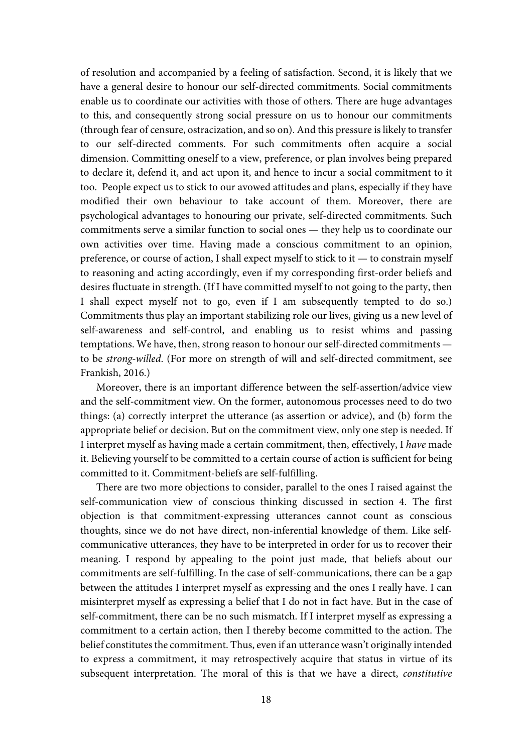of resolution and accompanied by a feeling of satisfaction. Second, it is likely that we have a general desire to honour our self-directed commitments. Social commitments enable us to coordinate our activities with those of others. There are huge advantages to this, and consequently strong social pressure on us to honour our commitments (through fear of censure, ostracization, and so on). And this pressure is likely to transfer to our self-directed comments. For such commitments often acquire a social dimension. Committing oneself to a view, preference, or plan involves being prepared to declare it, defend it, and act upon it, and hence to incur a social commitment to it too. People expect us to stick to our avowed attitudes and plans, especially if they have modified their own behaviour to take account of them. Moreover, there are psychological advantages to honouring our private, self-directed commitments. Such commitments serve a similar function to social ones — they help us to coordinate our own activities over time. Having made a conscious commitment to an opinion, preference, or course of action, I shall expect myself to stick to it — to constrain myself to reasoning and acting accordingly, even if my corresponding first-order beliefs and desires fluctuate in strength. (If I have committed myself to not going to the party, then I shall expect myself not to go, even if I am subsequently tempted to do so.) Commitments thus play an important stabilizing role our lives, giving us a new level of self-awareness and self-control, and enabling us to resist whims and passing temptations. We have, then, strong reason to honour our self-directed commitments — to be *strong-willed*. (For more on strength of will and self-directed commitment, see Frankish, 2016.)

Moreover, there is an important difference between the self-assertion/advice view and the self-commitment view. On the former, autonomous processes need to do two things: (a) correctly interpret the utterance (as assertion or advice), and (b) form the appropriate belief or decision. But on the commitment view, only one step is needed. If I interpret myself as having made a certain commitment, then, effectively, I *have* made it. Believing yourself to be committed to a certain course of action is sufficient for being committed to it. Commitment-beliefs are self-fulfilling.

There are two more objections to consider, parallel to the ones I raised against the self-communication view of conscious thinking discussed in section 4. The first objection is that commitment-expressing utterances cannot count as conscious thoughts, since we do not have direct, non-inferential knowledge of them. Like self-communicative utterances, they have to be interpreted in order for us to recover their meaning. I respond by appealing to the point just made, that beliefs about our commitments are self-fulfilling. In the case of self-communications, there can be a gap between the attitudes I interpret myself as expressing and the ones I really have. I can misinterpret myself as expressing a belief that I do not in fact have. But in the case of self-commitment, there can be no such mismatch. If I interpret myself as expressing a commitment to a certain action, then I thereby become committed to the action. The belief constitutes the commitment. Thus, even if an utterance wasn't originally intended to express a commitment, it may retrospectively acquire that status in virtue of its subsequent interpretation. The moral of this is that we have a direct, *constitutive*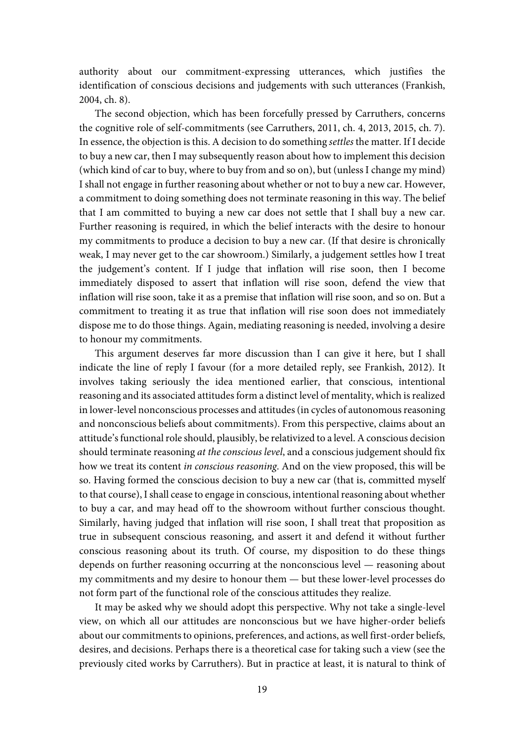authority about our commitment-expressing utterances, which justifies the identification of conscious decisions and judgements with such utterances (Frankish, 2004, ch. 8).

The second objection, which has been forcefully pressed by Carruthers, concerns the cognitive role of self-commitments (see Carruthers, 2011, ch. 4, 2013, 2015, ch. 7). In essence, the objection is this. A decision to do something *settles* the matter. If I decide to buy a new car, then I may subsequently reason about how to implement this decision (which kind of car to buy, where to buy from and so on), but (unless I change my mind) I shall not engage in further reasoning about whether or not to buy a new car. However, a commitment to doing something does not terminate reasoning in this way. The belief that I am committed to buying a new car does not settle that I shall buy a new car. Further reasoning is required, in which the belief interacts with the desire to honour my commitments to produce a decision to buy a new car. (If that desire is chronically weak, I may never get to the car showroom.) Similarly, a judgement settles how I treat the judgement's content. If I judge that inflation will rise soon, then I become immediately disposed to assert that inflation will rise soon, defend the view that inflation will rise soon, take it as a premise that inflation will rise soon, and so on. But a commitment to treating it as true that inflation will rise soon does not immediately dispose me to do those things. Again, mediating reasoning is needed, involving a desire to honour my commitments.

This argument deserves far more discussion than I can give it here, but I shall indicate the line of reply I favour (for a more detailed reply, see Frankish, 2012). It involves taking seriously the idea mentioned earlier, that conscious, intentional reasoning and its associated attitudes form a distinct level of mentality, which is realized in lower-level nonconscious processes and attitudes (in cycles of autonomous reasoning and nonconscious beliefs about commitments). From this perspective, claims about an attitude's functional role should, plausibly, be relativized to a level. A conscious decision should terminate reasoning *at the conscious level*, and a conscious judgement should fix how we treat its content *in conscious reasoning*. And on the view proposed, this will be so. Having formed the conscious decision to buy a new car (that is, committed myself to that course), I shall cease to engage in conscious, intentional reasoning about whether to buy a car, and may head off to the showroom without further conscious thought. Similarly, having judged that inflation will rise soon, I shall treat that proposition as true in subsequent conscious reasoning, and assert it and defend it without further conscious reasoning about its truth. Of course, my disposition to do these things depends on further reasoning occurring at the nonconscious level — reasoning about my commitments and my desire to honour them — but these lower-level processes do not form part of the functional role of the conscious attitudes they realize.

It may be asked why we should adopt this perspective. Why not take a single-level view, on which all our attitudes are nonconscious but we have higher-order beliefs about our commitments to opinions, preferences, and actions, as well first-order beliefs, desires, and decisions. Perhaps there is a theoretical case for taking such a view (see the previously cited works by Carruthers). But in practice at least, it is natural to think of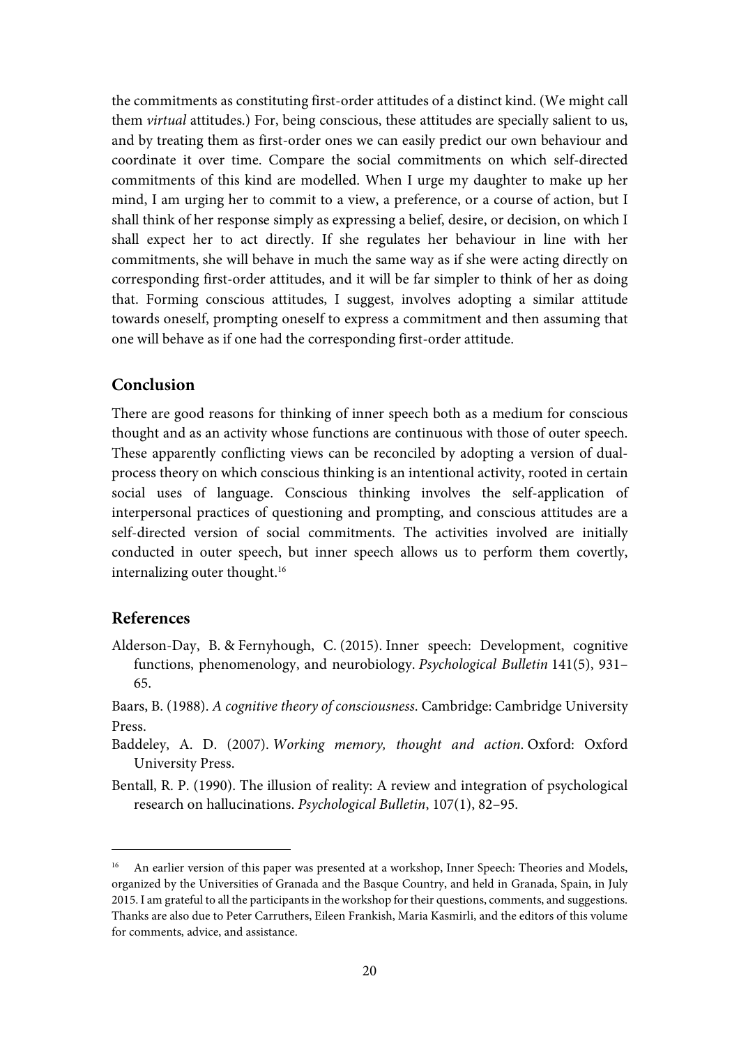the commitments as constituting first-order attitudes of a distinct kind. (We might call them *virtual* attitudes.) For, being conscious, these attitudes are specially salient to us, and by treating them as first-order ones we can easily predict our own behaviour and coordinate it over time. Compare the social commitments on which self-directed commitments of this kind are modelled. When I urge my daughter to make up her mind, I am urging her to commit to a view, a preference, or a course of action, but I shall think of her response simply as expressing a belief, desire, or decision, on which I shall expect her to act directly. If she regulates her behaviour in line with her commitments, she will behave in much the same way as if she were acting directly on corresponding first-order attitudes, and it will be far simpler to think of her as doing that. Forming conscious attitudes, I suggest, involves adopting a similar attitude towards oneself, prompting oneself to express a commitment and then assuming that one will behave as if one had the corresponding first-order attitude.

## Conclusion

There are good reasons for thinking of inner speech both as a medium for conscious thought and as an activity whose functions are continuous with those of outer speech. These apparently conflicting views can be reconciled by adopting a version of dual-process theory on which conscious thinking is an intentional activity, rooted in certain social uses of language. Conscious thinking involves the self-application of interpersonal practices of questioning and prompting, and conscious attitudes are a self-directed version of social commitments. The activities involved are initially conducted in outer speech, but inner speech allows us to perform them covertly, internalizing outer thought.[16]

## References

Alderson-Day, B. & Fernyhough, C. (2015). Inner speech: Development, cognitive functions, phenomenology, and neurobiology. *Psychological Bulletin* 141(5), 931–65.

Baars, B. (1988). *A cognitive theory of consciousness*. Cambridge: Cambridge University Press.

Baddeley, A. D. (2007). *Working memory, thought and action*. Oxford: Oxford University Press.

Bentall, R. P. (1990). The illusion of reality: A review and integration of psychological research on hallucinations. *Psychological Bulletin*, 107(1), 82–95.

[16] An earlier version of this paper was presented at a workshop, Inner Speech: Theories and Models, organized by the Universities of Granada and the Basque Country, and held in Granada, Spain, in July 2015. I am grateful to all the participants in the workshop for their questions, comments, and suggestions. Thanks are also due to Peter Carruthers, Eileen Frankish, Maria Kasmirli, and the editors of this volume for comments, advice, and assistance.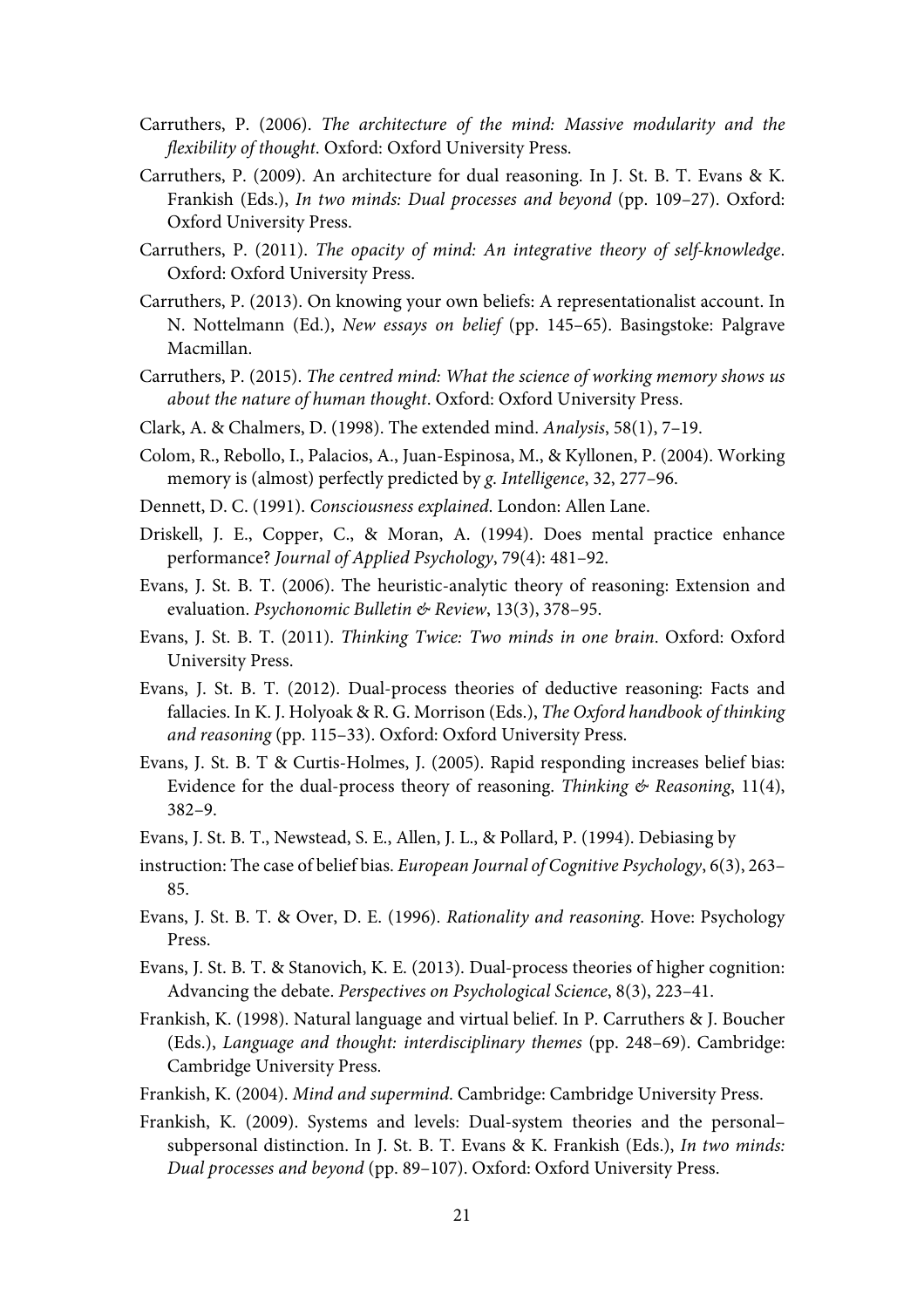Carruthers, P. (2006). *The architecture of the mind: Massive modularity and the flexibility of thought*. Oxford: Oxford University Press.

Carruthers, P. (2009). An architecture for dual reasoning. In J. St. B. T. Evans & K. Frankish (Eds.), *In two minds: Dual processes and beyond* (pp. 109–27). Oxford: Oxford University Press.

Carruthers, P. (2011). *The opacity of mind: An integrative theory of self-knowledge*. Oxford: Oxford University Press.

Carruthers, P. (2013). On knowing your own beliefs: A representationalist account. In N. Nottelmann (Ed.), *New essays on belief* (pp. 145–65). Basingstoke: Palgrave Macmillan.

Carruthers, P. (2015). *The centred mind: What the science of working memory shows us about the nature of human thought*. Oxford: Oxford University Press.

Clark, A. & Chalmers, D. (1998). The extended mind. *Analysis*, 58(1), 7–19.

Colom, R., Rebollo, I., Palacios, A., Juan-Espinosa, M., & Kyllonen, P. (2004). Working memory is (almost) perfectly predicted by *g*. *Intelligence*, 32, 277–96.

Dennett, D. C. (1991). *Consciousness explained*. London: Allen Lane.

Driskell, J. E., Copper, C., & Moran, A. (1994). Does mental practice enhance performance? *Journal of Applied Psychology*, 79(4): 481–92.

Evans, J. St. B. T. (2006). The heuristic-analytic theory of reasoning: Extension and evaluation. *Psychonomic Bulletin & Review*, 13(3), 378–95.

Evans, J. St. B. T. (2011). *Thinking Twice: Two minds in one brain*. Oxford: Oxford University Press.

Evans, J. St. B. T. (2012). Dual-process theories of deductive reasoning: Facts and fallacies. In K. J. Holyoak & R. G. Morrison (Eds.), *The Oxford handbook of thinking and reasoning* (pp. 115–33). Oxford: Oxford University Press.

Evans, J. St. B. T & Curtis-Holmes, J. (2005). Rapid responding increases belief bias: Evidence for the dual-process theory of reasoning. *Thinking & Reasoning*, 11(4), 382–9.

Evans, J. St. B. T., Newstead, S. E., Allen, J. L., & Pollard, P. (1994). Debiasing by

instruction: The case of belief bias. *European Journal of Cognitive Psychology*, 6(3), 263–85.

Evans, J. St. B. T. & Over, D. E. (1996). *Rationality and reasoning*. Hove: Psychology Press.

Evans, J. St. B. T. & Stanovich, K. E. (2013). Dual-process theories of higher cognition: Advancing the debate. *Perspectives on Psychological Science*, 8(3), 223–41.

Frankish, K. (1998). Natural language and virtual belief. In P. Carruthers & J. Boucher (Eds.), *Language and thought: interdisciplinary themes* (pp. 248–69). Cambridge: Cambridge University Press.

Frankish, K. (2004). *Mind and supermind*. Cambridge: Cambridge University Press.

Frankish, K. (2009). Systems and levels: Dual-system theories and the personal–subpersonal distinction. In J. St. B. T. Evans & K. Frankish (Eds.), *In two minds: Dual processes and beyond* (pp. 89–107). Oxford: Oxford University Press.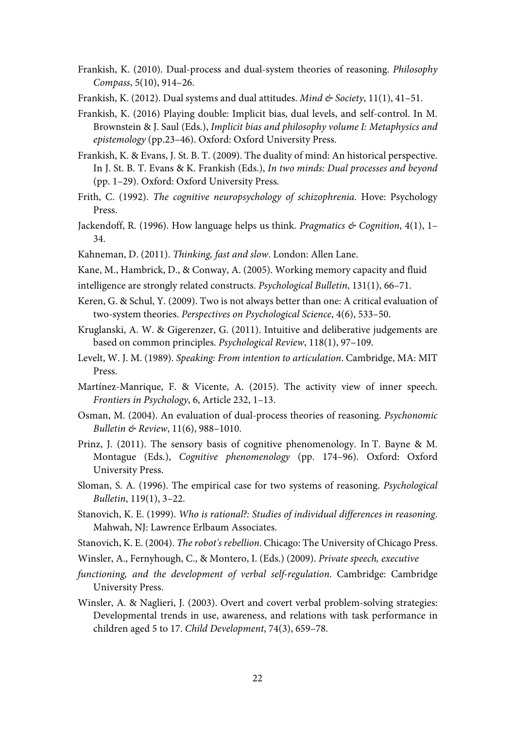Frankish, K. (2010). Dual-process and dual-system theories of reasoning. *Philosophy Compass*, 5(10), 914–26.

Frankish, K. (2012). Dual systems and dual attitudes. *Mind & Society*, 11(1), 41–51.

Frankish, K. (2016) Playing double: Implicit bias, dual levels, and self-control. In M. Brownstein & J. Saul (Eds.), *Implicit bias and philosophy volume I: Metaphysics and epistemology* (pp.23–46). Oxford: Oxford University Press.

Frankish, K. & Evans, J. St. B. T. (2009). The duality of mind: An historical perspective. In J. St. B. T. Evans & K. Frankish (Eds.), *In two minds: Dual processes and beyond* (pp. 1–29). Oxford: Oxford University Press.

Frith, C. (1992). *The cognitive neuropsychology of schizophrenia*. Hove: Psychology Press.

Jackendoff, R. (1996). How language helps us think. *Pragmatics & Cognition*, 4(1), 1–34.

Kahneman, D. (2011). *Thinking, fast and slow*. London: Allen Lane.

Kane, M., Hambrick, D., & Conway, A. (2005). Working memory capacity and fluid intelligence are strongly related constructs. *Psychological Bulletin*, 131(1), 66–71.

Keren, G. & Schul, Y. (2009). Two is not always better than one: A critical evaluation of two-system theories. *Perspectives on Psychological Science*, 4(6), 533–50.

Kruglanski, A. W. & Gigerenzer, G. (2011). Intuitive and deliberative judgements are based on common principles. *Psychological Review*, 118(1), 97–109.

Levelt, W. J. M. (1989). *Speaking: From intention to articulation*. Cambridge, MA: MIT Press.

Martínez-Manrique, F. & Vicente, A. (2015). The activity view of inner speech. *Frontiers in Psychology*, 6, Article 232, 1–13.

Osman, M. (2004). An evaluation of dual-process theories of reasoning. *Psychonomic Bulletin & Review*, 11(6), 988–1010.

Prinz, J. (2011). The sensory basis of cognitive phenomenology. In T. Bayne & M. Montague (Eds.), *Cognitive phenomenology* (pp. 174–96). Oxford: Oxford University Press.

Sloman, S. A. (1996). The empirical case for two systems of reasoning. *Psychological Bulletin*, 119(1), 3–22.

Stanovich, K. E. (1999). *Who is rational?: Studies of individual differences in reasoning*. Mahwah, NJ: Lawrence Erlbaum Associates.

Stanovich, K. E. (2004). *The robot's rebellion*. Chicago: The University of Chicago Press.

Winsler, A., Fernyhough, C., & Montero, I. (Eds.) (2009). *Private speech, executive functioning, and the development of verbal self-regulation*. Cambridge: Cambridge University Press.

Winsler, A. & Naglieri, J. (2003). Overt and covert verbal problem-solving strategies: Developmental trends in use, awareness, and relations with task performance in children aged 5 to 17. *Child Development*, 74(3), 659–78.